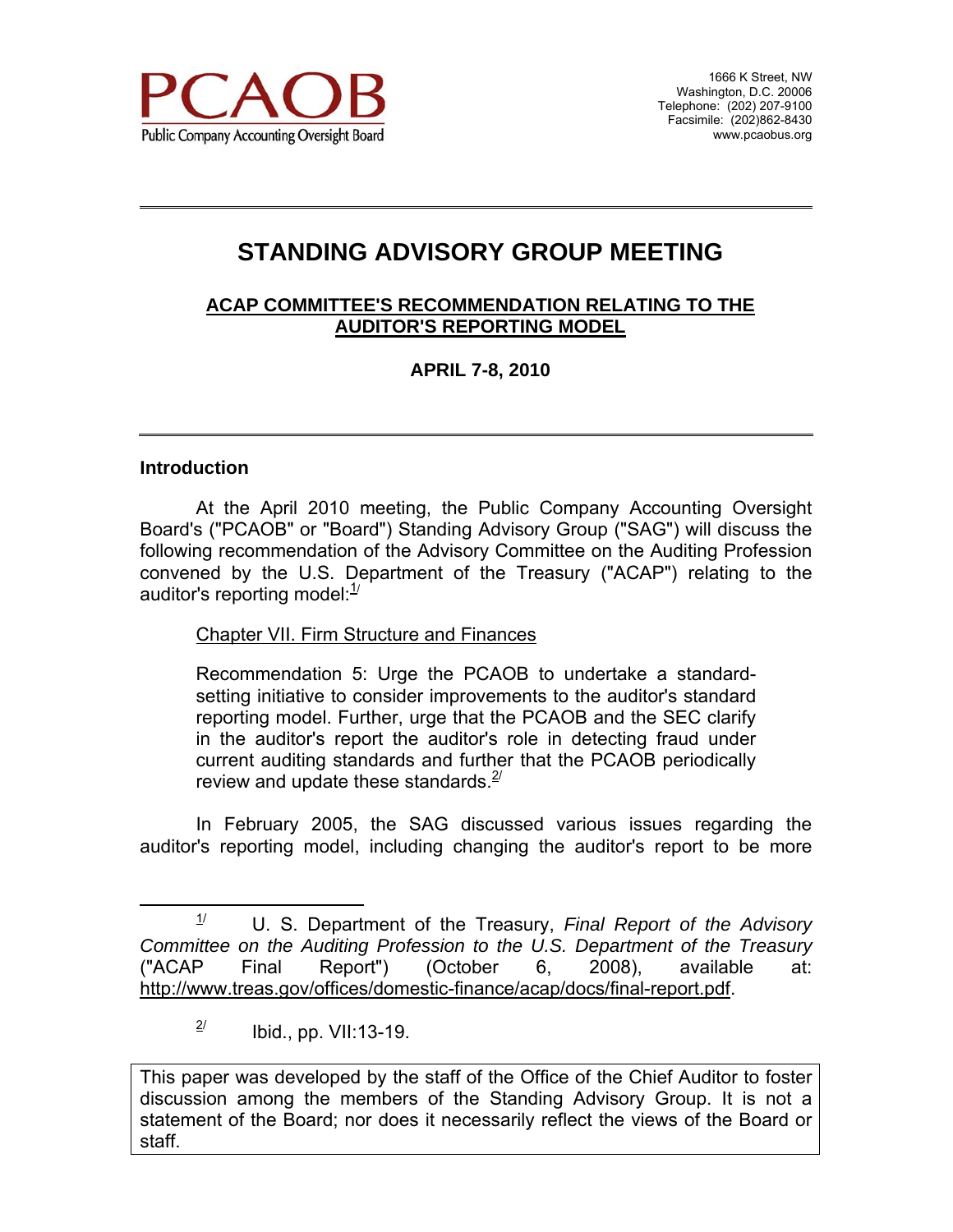PCAOB
Public Company Accounting Oversight Board

1666 K Street, NW
Washington, D.C. 20006
Telephone: (202) 207-9100
Facsimile: (202)862-8430
www.pcaobus.org

---

# STANDING ADVISORY GROUP MEETING

## ACAP COMMITTEE'S RECOMMENDATION RELATING TO THE AUDITOR'S REPORTING MODEL

**APRIL 7-8, 2010**

---

### Introduction

At the April 2010 meeting, the Public Company Accounting Oversight Board's ("PCAOB" or "Board") Standing Advisory Group ("SAG") will discuss the following recommendation of the Advisory Committee on the Auditing Profession convened by the U.S. Department of the Treasury ("ACAP") relating to the auditor's reporting model:[1/]

> Chapter VII. Firm Structure and Finances
>
> Recommendation 5: Urge the PCAOB to undertake a standard-setting initiative to consider improvements to the auditor's standard reporting model. Further, urge that the PCAOB and the SEC clarify in the auditor's report the auditor's role in detecting fraud under current auditing standards and further that the PCAOB periodically review and update these standards.[2/]

In February 2005, the SAG discussed various issues regarding the auditor's reporting model, including changing the auditor's report to be more

---

[1/] U. S. Department of the Treasury, *Final Report of the Advisory Committee on the Auditing Profession to the U.S. Department of the Treasury* ("ACAP Final Report") (October 6, 2008), available at: http://www.treas.gov/offices/domestic-finance/acap/docs/final-report.pdf.

[2/] Ibid., pp. VII:13-19.

This paper was developed by the staff of the Office of the Chief Auditor to foster discussion among the members of the Standing Advisory Group. It is not a statement of the Board; nor does it necessarily reflect the views of the Board or staff.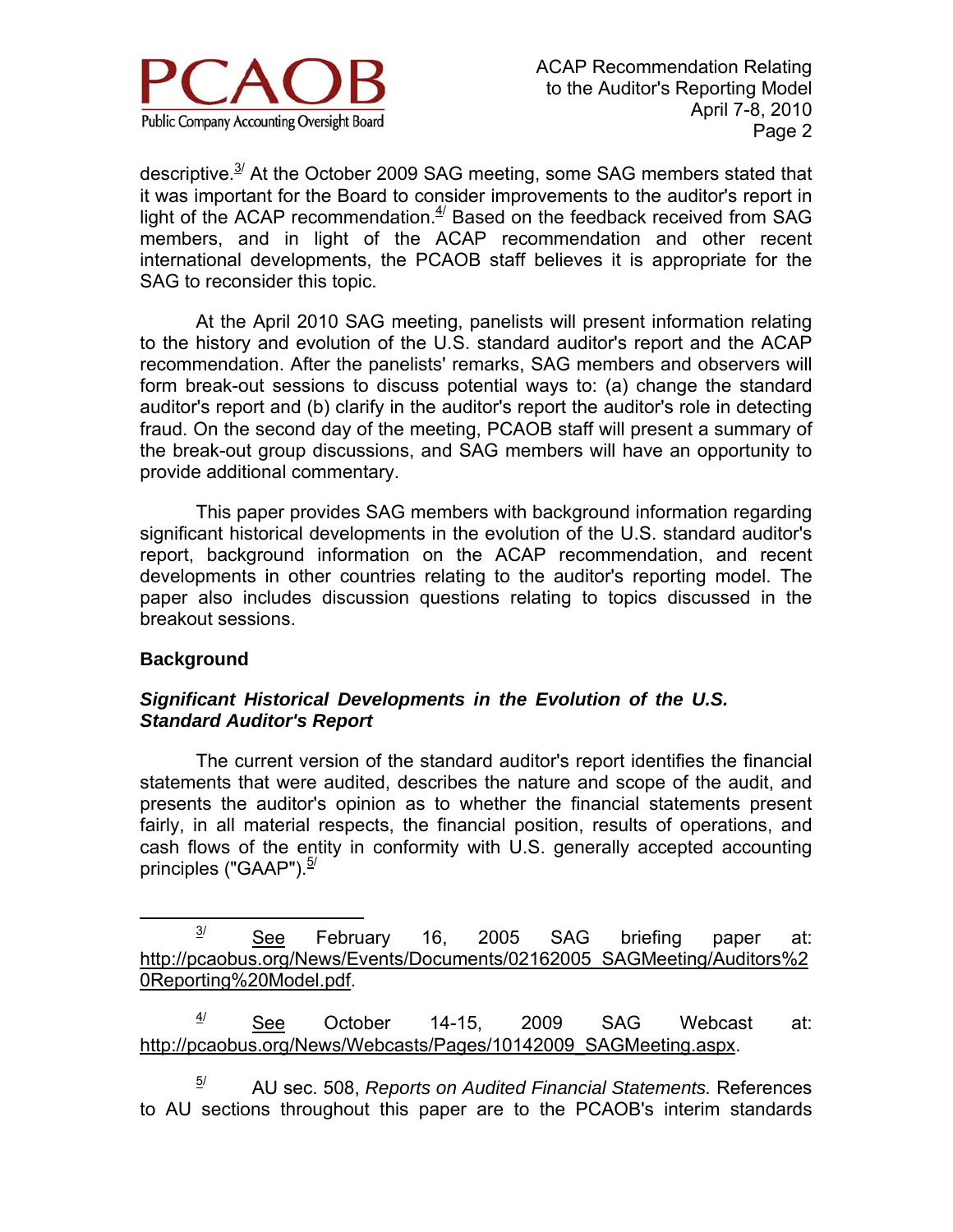descriptive.[3] At the October 2009 SAG meeting, some SAG members stated that it was important for the Board to consider improvements to the auditor's report in light of the ACAP recommendation.[4] Based on the feedback received from SAG members, and in light of the ACAP recommendation and other recent international developments, the PCAOB staff believes it is appropriate for the SAG to reconsider this topic.

At the April 2010 SAG meeting, panelists will present information relating to the history and evolution of the U.S. standard auditor's report and the ACAP recommendation. After the panelists' remarks, SAG members and observers will form break-out sessions to discuss potential ways to: (a) change the standard auditor's report and (b) clarify in the auditor's report the auditor's role in detecting fraud. On the second day of the meeting, PCAOB staff will present a summary of the break-out group discussions, and SAG members will have an opportunity to provide additional commentary.

This paper provides SAG members with background information regarding significant historical developments in the evolution of the U.S. standard auditor's report, background information on the ACAP recommendation, and recent developments in other countries relating to the auditor's reporting model. The paper also includes discussion questions relating to topics discussed in the breakout sessions.

## Background

### *Significant Historical Developments in the Evolution of the U.S. Standard Auditor's Report*

The current version of the standard auditor's report identifies the financial statements that were audited, describes the nature and scope of the audit, and presents the auditor's opinion as to whether the financial statements present fairly, in all material respects, the financial position, results of operations, and cash flows of the entity in conformity with U.S. generally accepted accounting principles ("GAAP").[5]

---

[3] See February 16, 2005 SAG briefing paper at: http://pcaobus.org/News/Events/Documents/02162005_SAGMeeting/Auditors%20Reporting%20Model.pdf.

[4] See October 14-15, 2009 SAG Webcast at: http://pcaobus.org/News/Webcasts/Pages/10142009_SAGMeeting.aspx.

[5] AU sec. 508, *Reports on Audited Financial Statements.* References to AU sections throughout this paper are to the PCAOB's interim standards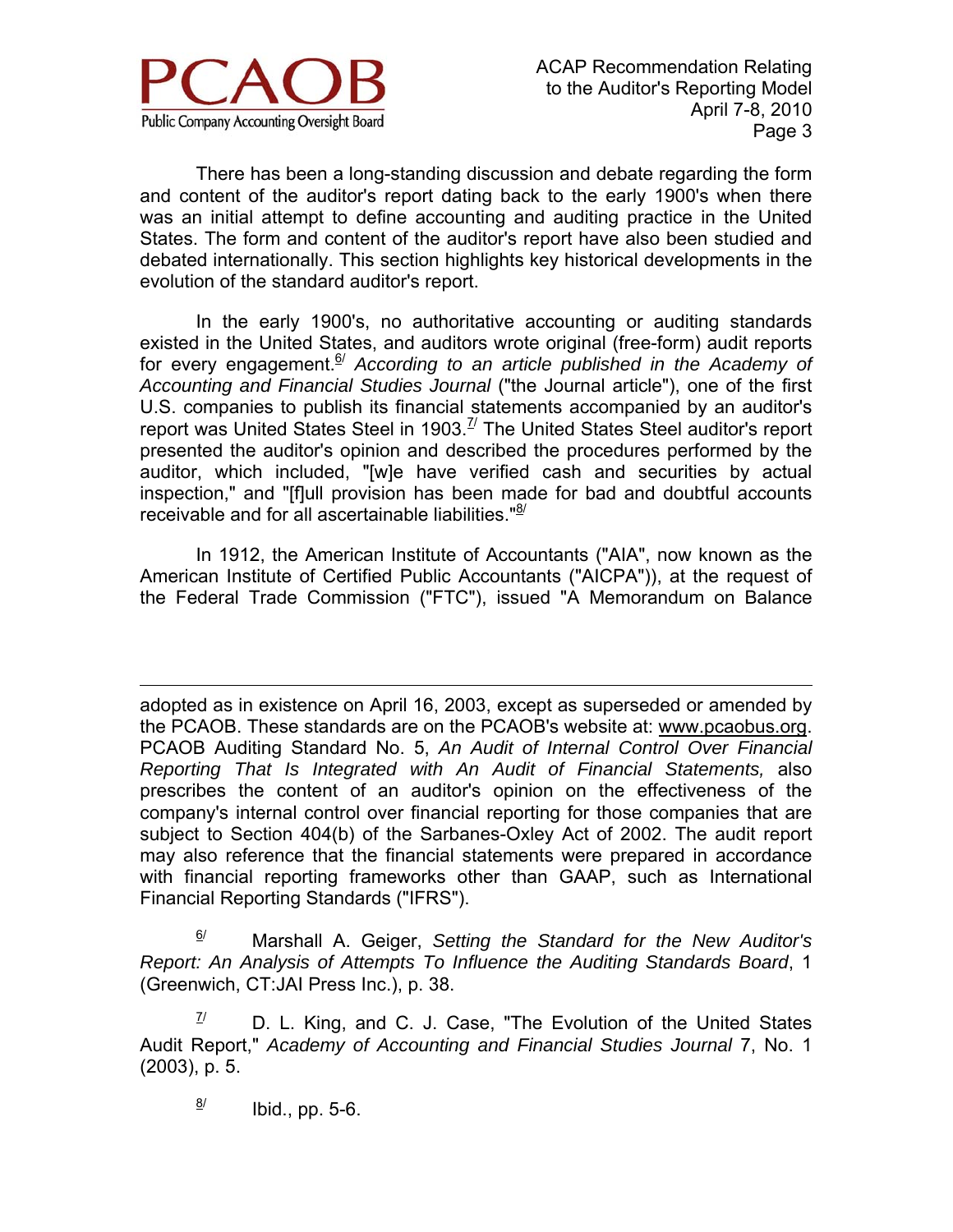There has been a long-standing discussion and debate regarding the form and content of the auditor's report dating back to the early 1900's when there was an initial attempt to define accounting and auditing practice in the United States. The form and content of the auditor's report have also been studied and debated internationally. This section highlights key historical developments in the evolution of the standard auditor's report.

In the early 1900's, no authoritative accounting or auditing standards existed in the United States, and auditors wrote original (free-form) audit reports for every engagement.[6/] *According to an article published in the Academy of Accounting and Financial Studies Journal* ("the Journal article"), one of the first U.S. companies to publish its financial statements accompanied by an auditor's report was United States Steel in 1903.[7/] The United States Steel auditor's report presented the auditor's opinion and described the procedures performed by the auditor, which included, "[w]e have verified cash and securities by actual inspection," and "[f]ull provision has been made for bad and doubtful accounts receivable and for all ascertainable liabilities."[8/]

In 1912, the American Institute of Accountants ("AIA", now known as the American Institute of Certified Public Accountants ("AICPA")), at the request of the Federal Trade Commission ("FTC"), issued "A Memorandum on Balance

---

adopted as in existence on April 16, 2003, except as superseded or amended by the PCAOB. These standards are on the PCAOB's website at: www.pcaobus.org. PCAOB Auditing Standard No. 5, *An Audit of Internal Control Over Financial Reporting That Is Integrated with An Audit of Financial Statements,* also prescribes the content of an auditor's opinion on the effectiveness of the company's internal control over financial reporting for those companies that are subject to Section 404(b) of the Sarbanes-Oxley Act of 2002. The audit report may also reference that the financial statements were prepared in accordance with financial reporting frameworks other than GAAP, such as International Financial Reporting Standards ("IFRS").

[6/] Marshall A. Geiger, *Setting the Standard for the New Auditor's Report: An Analysis of Attempts To Influence the Auditing Standards Board*, 1 (Greenwich, CT:JAI Press Inc.), p. 38.

[7/] D. L. King, and C. J. Case, "The Evolution of the United States Audit Report," *Academy of Accounting and Financial Studies Journal* 7, No. 1 (2003), p. 5.

[8/] Ibid., pp. 5-6.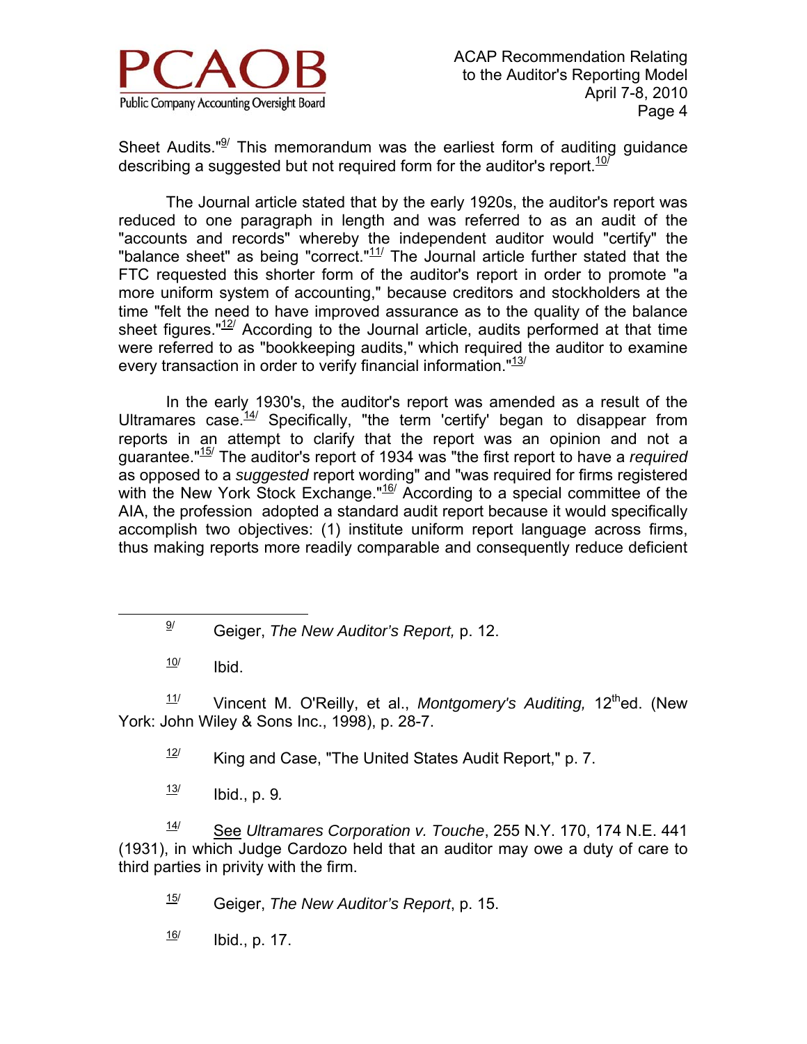Sheet Audits."[9] This memorandum was the earliest form of auditing guidance describing a suggested but not required form for the auditor's report.[10]

The Journal article stated that by the early 1920s, the auditor's report was reduced to one paragraph in length and was referred to as an audit of the "accounts and records" whereby the independent auditor would "certify" the "balance sheet" as being "correct."[11] The Journal article further stated that the FTC requested this shorter form of the auditor's report in order to promote "a more uniform system of accounting," because creditors and stockholders at the time "felt the need to have improved assurance as to the quality of the balance sheet figures."[12] According to the Journal article, audits performed at that time were referred to as "bookkeeping audits," which required the auditor to examine every transaction in order to verify financial information."[13]

In the early 1930's, the auditor's report was amended as a result of the Ultramares case.[14] Specifically, "the term 'certify' began to disappear from reports in an attempt to clarify that the report was an opinion and not a guarantee."[15] The auditor's report of 1934 was "the first report to have a *required* as opposed to a *suggested* report wording" and "was required for firms registered with the New York Stock Exchange."[16] According to a special committee of the AIA, the profession adopted a standard audit report because it would specifically accomplish two objectives: (1) institute uniform report language across firms, thus making reports more readily comparable and consequently reduce deficient

---

[9] Geiger, *The New Auditor's Report,* p. 12.

[10] Ibid.

[11] Vincent M. O'Reilly, et al., *Montgomery's Auditing,* 12th ed. (New York: John Wiley & Sons Inc., 1998), p. 28-7.

[12] King and Case, "The United States Audit Report," p. 7.

[13] Ibid., p. 9.

[14] See *Ultramares Corporation v. Touche*, 255 N.Y. 170, 174 N.E. 441 (1931), in which Judge Cardozo held that an auditor may owe a duty of care to third parties in privity with the firm.

[15] Geiger, *The New Auditor's Report*, p. 15.

[16] Ibid., p. 17.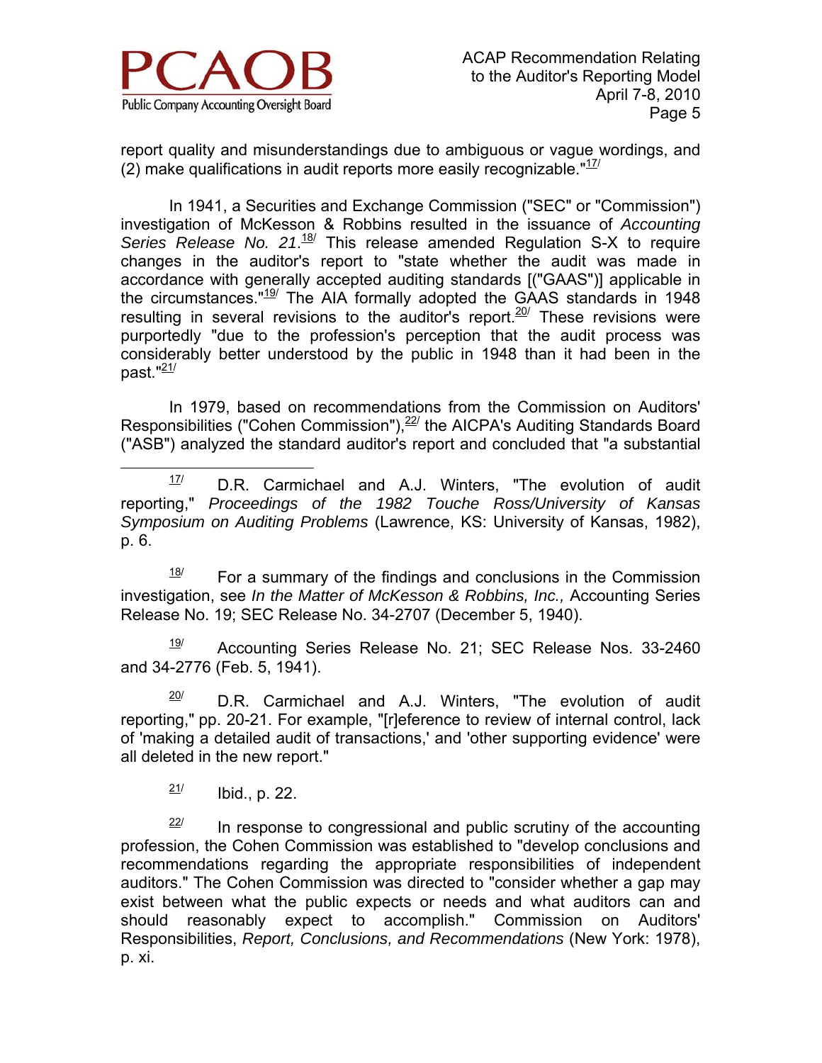report quality and misunderstandings due to ambiguous or vague wordings, and (2) make qualifications in audit reports more easily recognizable."[17]

In 1941, a Securities and Exchange Commission ("SEC" or "Commission") investigation of McKesson & Robbins resulted in the issuance of *Accounting Series Release No. 21*.[18] This release amended Regulation S-X to require changes in the auditor's report to "state whether the audit was made in accordance with generally accepted auditing standards [("GAAS")] applicable in the circumstances."[19] The AIA formally adopted the GAAS standards in 1948 resulting in several revisions to the auditor's report.[20] These revisions were purportedly "due to the profession's perception that the audit process was considerably better understood by the public in 1948 than it had been in the past."[21]

In 1979, based on recommendations from the Commission on Auditors' Responsibilities ("Cohen Commission"),[22] the AICPA's Auditing Standards Board ("ASB") analyzed the standard auditor's report and concluded that "a substantial

---

[17] D.R. Carmichael and A.J. Winters, "The evolution of audit reporting," *Proceedings of the 1982 Touche Ross/University of Kansas Symposium on Auditing Problems* (Lawrence, KS: University of Kansas, 1982), p. 6.

[18] For a summary of the findings and conclusions in the Commission investigation, see *In the Matter of McKesson & Robbins, Inc.,* Accounting Series Release No. 19; SEC Release No. 34-2707 (December 5, 1940).

[19] Accounting Series Release No. 21; SEC Release Nos. 33-2460 and 34-2776 (Feb. 5, 1941).

[20] D.R. Carmichael and A.J. Winters, "The evolution of audit reporting," pp. 20-21. For example, "[r]eference to review of internal control, lack of 'making a detailed audit of transactions,' and 'other supporting evidence' were all deleted in the new report."

[21] Ibid., p. 22.

[22] In response to congressional and public scrutiny of the accounting profession, the Cohen Commission was established to "develop conclusions and recommendations regarding the appropriate responsibilities of independent auditors." The Cohen Commission was directed to "consider whether a gap may exist between what the public expects or needs and what auditors can and should reasonably expect to accomplish." Commission on Auditors' Responsibilities, *Report, Conclusions, and Recommendations* (New York: 1978), p. xi.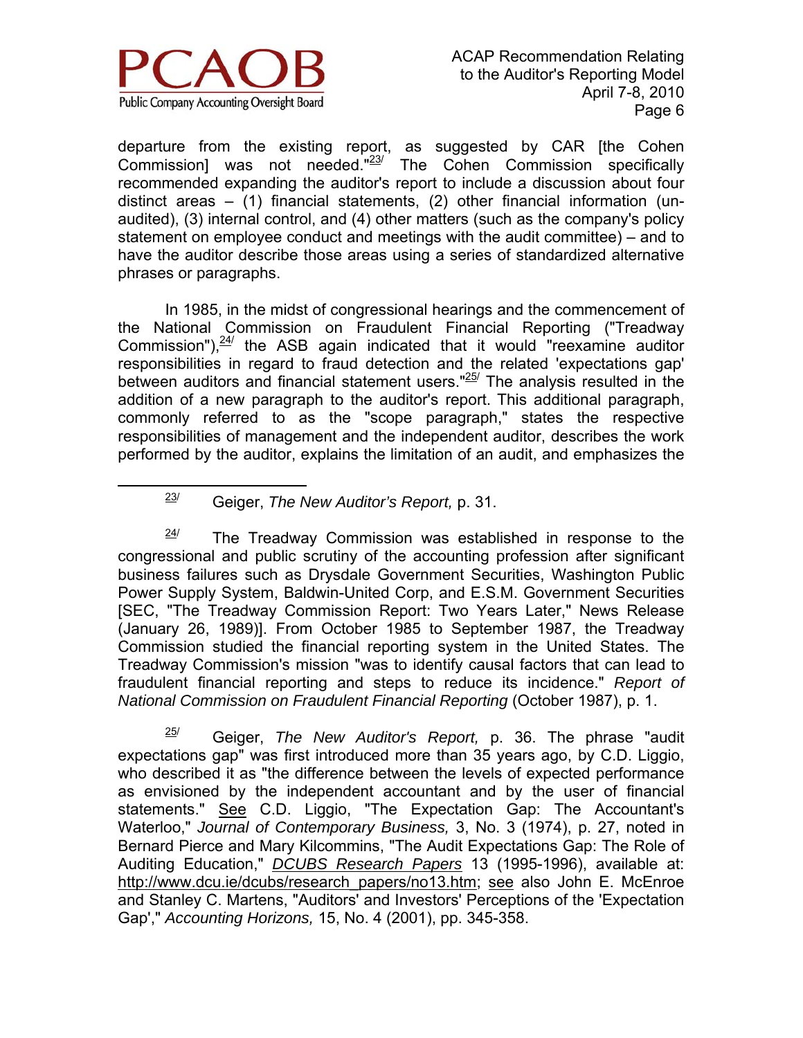departure from the existing report, as suggested by CAR [the Cohen Commission] was not needed."[23] The Cohen Commission specifically recommended expanding the auditor's report to include a discussion about four distinct areas – (1) financial statements, (2) other financial information (un-audited), (3) internal control, and (4) other matters (such as the company's policy statement on employee conduct and meetings with the audit committee) – and to have the auditor describe those areas using a series of standardized alternative phrases or paragraphs.

In 1985, in the midst of congressional hearings and the commencement of the National Commission on Fraudulent Financial Reporting ("Treadway Commission"),[24] the ASB again indicated that it would "reexamine auditor responsibilities in regard to fraud detection and the related 'expectations gap' between auditors and financial statement users."[25] The analysis resulted in the addition of a new paragraph to the auditor's report. This additional paragraph, commonly referred to as the "scope paragraph," states the respective responsibilities of management and the independent auditor, describes the work performed by the auditor, explains the limitation of an audit, and emphasizes the

---

[23] Geiger, *The New Auditor's Report,* p. 31.

[24] The Treadway Commission was established in response to the congressional and public scrutiny of the accounting profession after significant business failures such as Drysdale Government Securities, Washington Public Power Supply System, Baldwin-United Corp, and E.S.M. Government Securities [SEC, "The Treadway Commission Report: Two Years Later," News Release (January 26, 1989)]. From October 1985 to September 1987, the Treadway Commission studied the financial reporting system in the United States. The Treadway Commission's mission "was to identify causal factors that can lead to fraudulent financial reporting and steps to reduce its incidence." *Report of National Commission on Fraudulent Financial Reporting* (October 1987), p. 1.

[25] Geiger, *The New Auditor's Report,* p. 36. The phrase "audit expectations gap" was first introduced more than 35 years ago, by C.D. Liggio, who described it as "the difference between the levels of expected performance as envisioned by the independent accountant and by the user of financial statements." See C.D. Liggio, "The Expectation Gap: The Accountant's Waterloo," *Journal of Contemporary Business,* 3, No. 3 (1974), p. 27, noted in Bernard Pierce and Mary Kilcommins, "The Audit Expectations Gap: The Role of Auditing Education," *DCUBS Research Papers* 13 (1995-1996), available at: http://www.dcu.ie/dcubs/research_papers/no13.htm; see also John E. McEnroe and Stanley C. Martens, "Auditors' and Investors' Perceptions of the 'Expectation Gap'," *Accounting Horizons,* 15, No. 4 (2001), pp. 345-358.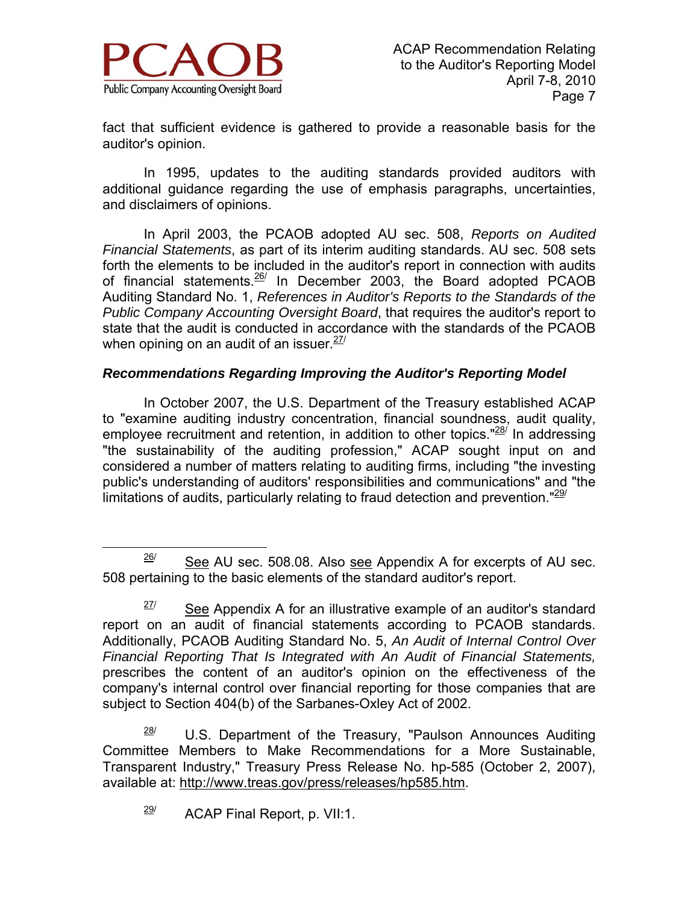fact that sufficient evidence is gathered to provide a reasonable basis for the auditor's opinion.

In 1995, updates to the auditing standards provided auditors with additional guidance regarding the use of emphasis paragraphs, uncertainties, and disclaimers of opinions.

In April 2003, the PCAOB adopted AU sec. 508, *Reports on Audited Financial Statements*, as part of its interim auditing standards. AU sec. 508 sets forth the elements to be included in the auditor's report in connection with audits of financial statements.[26] In December 2003, the Board adopted PCAOB Auditing Standard No. 1, *References in Auditor's Reports to the Standards of the Public Company Accounting Oversight Board*, that requires the auditor's report to state that the audit is conducted in accordance with the standards of the PCAOB when opining on an audit of an issuer.[27]

### *Recommendations Regarding Improving the Auditor's Reporting Model*

In October 2007, the U.S. Department of the Treasury established ACAP to "examine auditing industry concentration, financial soundness, audit quality, employee recruitment and retention, in addition to other topics."[28] In addressing "the sustainability of the auditing profession," ACAP sought input on and considered a number of matters relating to auditing firms, including "the investing public's understanding of auditors' responsibilities and communications" and "the limitations of audits, particularly relating to fraud detection and prevention."[29]

---

[26] See AU sec. 508.08. Also see Appendix A for excerpts of AU sec. 508 pertaining to the basic elements of the standard auditor's report.

[27] See Appendix A for an illustrative example of an auditor's standard report on an audit of financial statements according to PCAOB standards. Additionally, PCAOB Auditing Standard No. 5, *An Audit of Internal Control Over Financial Reporting That Is Integrated with An Audit of Financial Statements,* prescribes the content of an auditor's opinion on the effectiveness of the company's internal control over financial reporting for those companies that are subject to Section 404(b) of the Sarbanes-Oxley Act of 2002.

[28] U.S. Department of the Treasury, "Paulson Announces Auditing Committee Members to Make Recommendations for a More Sustainable, Transparent Industry," Treasury Press Release No. hp-585 (October 2, 2007), available at: http://www.treas.gov/press/releases/hp585.htm.

[29] ACAP Final Report, p. VII:1.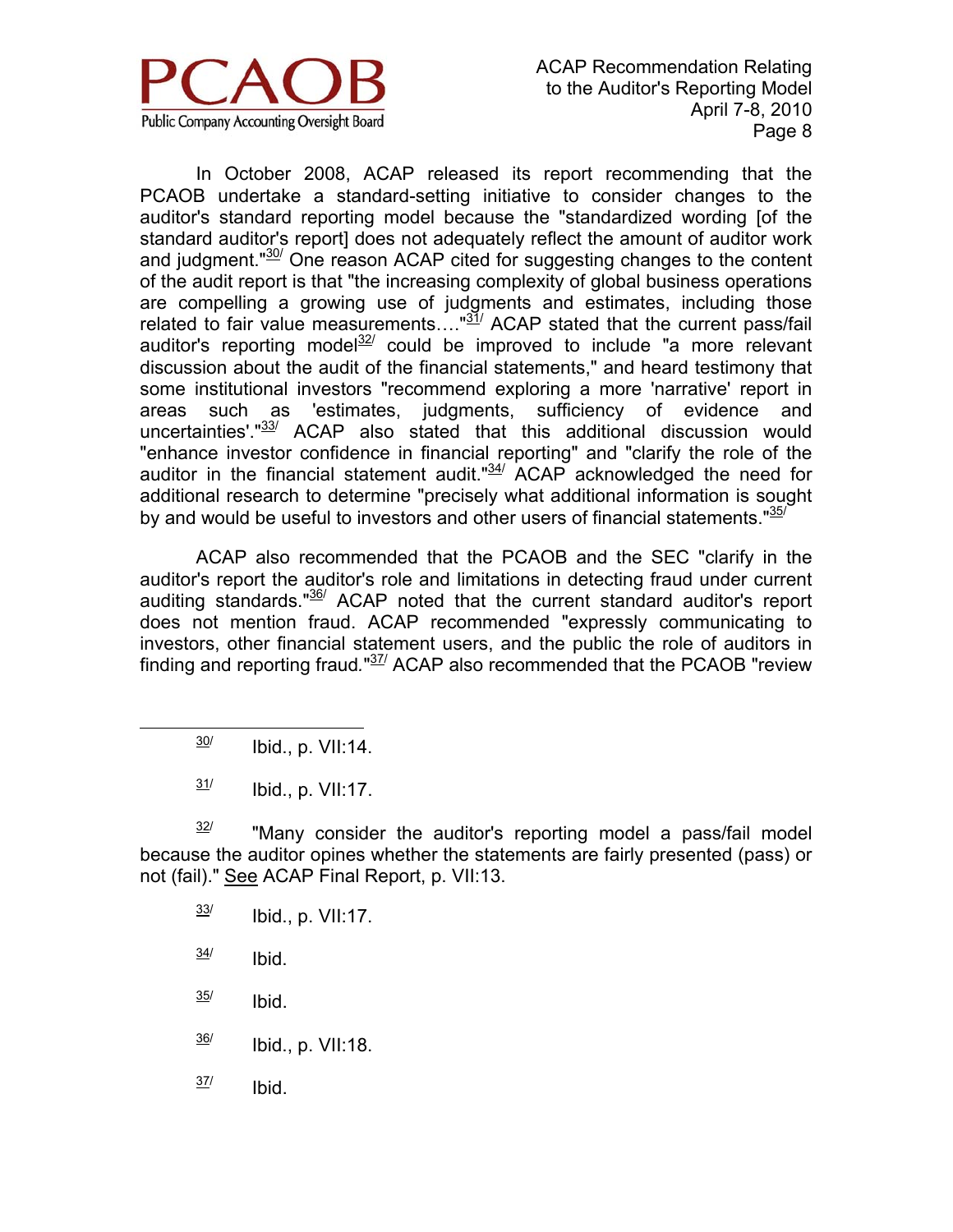In October 2008, ACAP released its report recommending that the PCAOB undertake a standard-setting initiative to consider changes to the auditor's standard reporting model because the "standardized wording [of the standard auditor's report] does not adequately reflect the amount of auditor work and judgment."[30] One reason ACAP cited for suggesting changes to the content of the audit report is that "the increasing complexity of global business operations are compelling a growing use of judgments and estimates, including those related to fair value measurements…."[31] ACAP stated that the current pass/fail auditor's reporting model[32] could be improved to include "a more relevant discussion about the audit of the financial statements," and heard testimony that some institutional investors "recommend exploring a more 'narrative' report in areas such as 'estimates, judgments, sufficiency of evidence and uncertainties'."[33] ACAP also stated that this additional discussion would "enhance investor confidence in financial reporting" and "clarify the role of the auditor in the financial statement audit."[34] ACAP acknowledged the need for additional research to determine "precisely what additional information is sought by and would be useful to investors and other users of financial statements."[35]

ACAP also recommended that the PCAOB and the SEC "clarify in the auditor's report the auditor's role and limitations in detecting fraud under current auditing standards."[36] ACAP noted that the current standard auditor's report does not mention fraud. ACAP recommended "expressly communicating to investors, other financial statement users, and the public the role of auditors in finding and reporting fraud."[37] ACAP also recommended that the PCAOB "review

---

[30] Ibid., p. VII:14.

[31] Ibid., p. VII:17.

[32] "Many consider the auditor's reporting model a pass/fail model because the auditor opines whether the statements are fairly presented (pass) or not (fail)." See ACAP Final Report, p. VII:13.

[33] Ibid., p. VII:17.

[34] Ibid.

[35] Ibid.

[36] Ibid., p. VII:18.

[37] Ibid.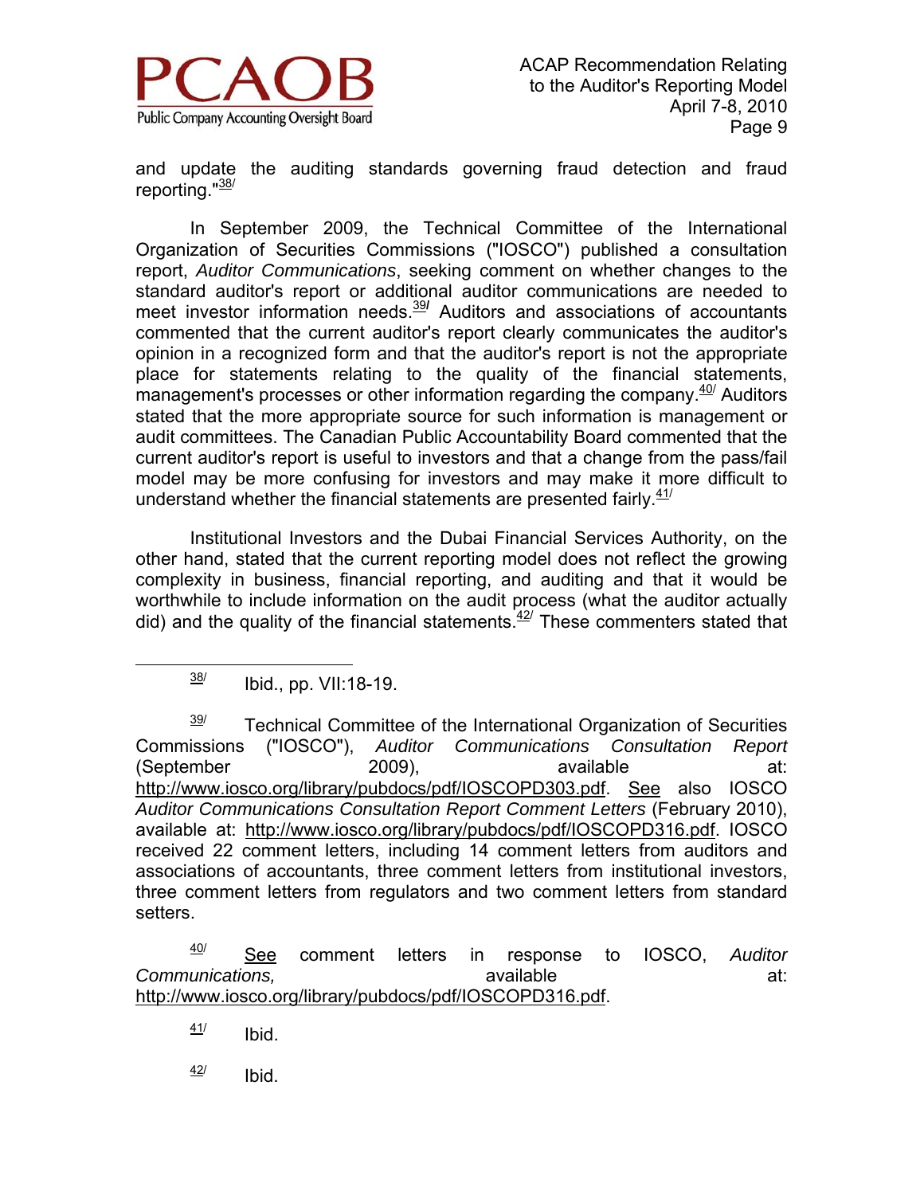and update the auditing standards governing fraud detection and fraud reporting."[38]

In September 2009, the Technical Committee of the International Organization of Securities Commissions ("IOSCO") published a consultation report, *Auditor Communications*, seeking comment on whether changes to the standard auditor's report or additional auditor communications are needed to meet investor information needs.[39] Auditors and associations of accountants commented that the current auditor's report clearly communicates the auditor's opinion in a recognized form and that the auditor's report is not the appropriate place for statements relating to the quality of the financial statements, management's processes or other information regarding the company.[40] Auditors stated that the more appropriate source for such information is management or audit committees. The Canadian Public Accountability Board commented that the current auditor's report is useful to investors and that a change from the pass/fail model may be more confusing for investors and may make it more difficult to understand whether the financial statements are presented fairly.[41]

Institutional Investors and the Dubai Financial Services Authority, on the other hand, stated that the current reporting model does not reflect the growing complexity in business, financial reporting, and auditing and that it would be worthwhile to include information on the audit process (what the auditor actually did) and the quality of the financial statements.[42] These commenters stated that

---

[38] Ibid., pp. VII:18-19.

[39] Technical Committee of the International Organization of Securities Commissions ("IOSCO"), *Auditor Communications Consultation Report* (September 2009), available at: http://www.iosco.org/library/pubdocs/pdf/IOSCOPD303.pdf. See also IOSCO *Auditor Communications Consultation Report Comment Letters* (February 2010), available at: http://www.iosco.org/library/pubdocs/pdf/IOSCOPD316.pdf. IOSCO received 22 comment letters, including 14 comment letters from auditors and associations of accountants, three comment letters from institutional investors, three comment letters from regulators and two comment letters from standard setters.

[40] See comment letters in response to IOSCO, *Auditor Communications,* available at: http://www.iosco.org/library/pubdocs/pdf/IOSCOPD316.pdf.

[41] Ibid.

[42] Ibid.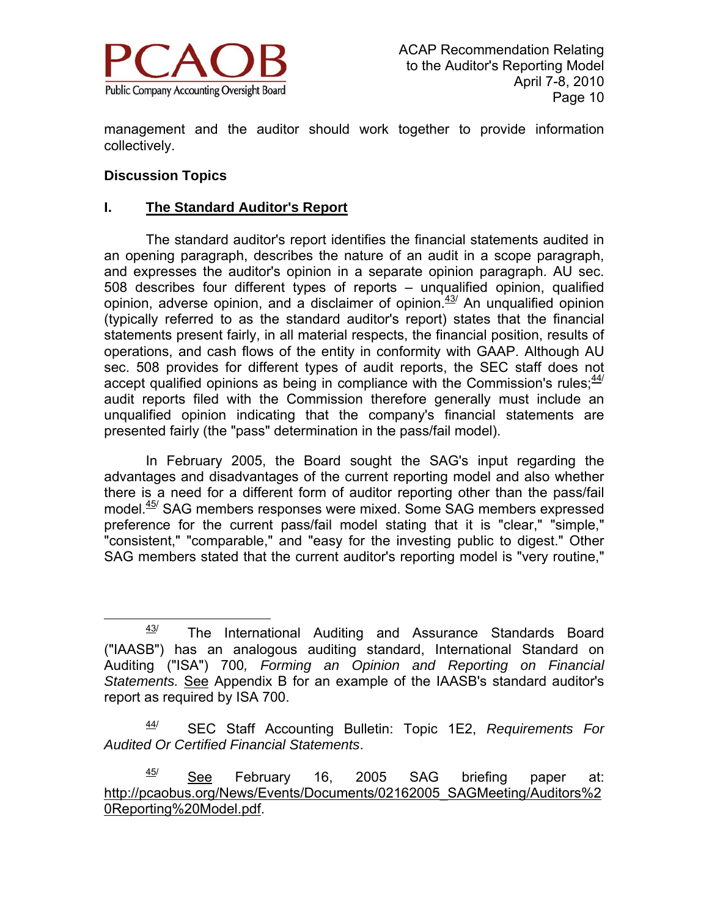management and the auditor should work together to provide information collectively.

### Discussion Topics

### I. The Standard Auditor's Report

The standard auditor's report identifies the financial statements audited in an opening paragraph, describes the nature of an audit in a scope paragraph, and expresses the auditor's opinion in a separate opinion paragraph. AU sec. 508 describes four different types of reports – unqualified opinion, qualified opinion, adverse opinion, and a disclaimer of opinion.[43] An unqualified opinion (typically referred to as the standard auditor's report) states that the financial statements present fairly, in all material respects, the financial position, results of operations, and cash flows of the entity in conformity with GAAP. Although AU sec. 508 provides for different types of audit reports, the SEC staff does not accept qualified opinions as being in compliance with the Commission's rules;[44] audit reports filed with the Commission therefore generally must include an unqualified opinion indicating that the company's financial statements are presented fairly (the "pass" determination in the pass/fail model).

In February 2005, the Board sought the SAG's input regarding the advantages and disadvantages of the current reporting model and also whether there is a need for a different form of auditor reporting other than the pass/fail model.[45] SAG members responses were mixed. Some SAG members expressed preference for the current pass/fail model stating that it is "clear," "simple," "consistent," "comparable," and "easy for the investing public to digest." Other SAG members stated that the current auditor's reporting model is "very routine,"

---

[43] The International Auditing and Assurance Standards Board ("IAASB") has an analogous auditing standard, International Standard on Auditing ("ISA") 700, *Forming an Opinion and Reporting on Financial Statements.* See Appendix B for an example of the IAASB's standard auditor's report as required by ISA 700.

[44] SEC Staff Accounting Bulletin: Topic 1E2, *Requirements For Audited Or Certified Financial Statements*.

[45] See February 16, 2005 SAG briefing paper at: http://pcaobus.org/News/Events/Documents/02162005_SAGMeeting/Auditors%20Reporting%20Model.pdf.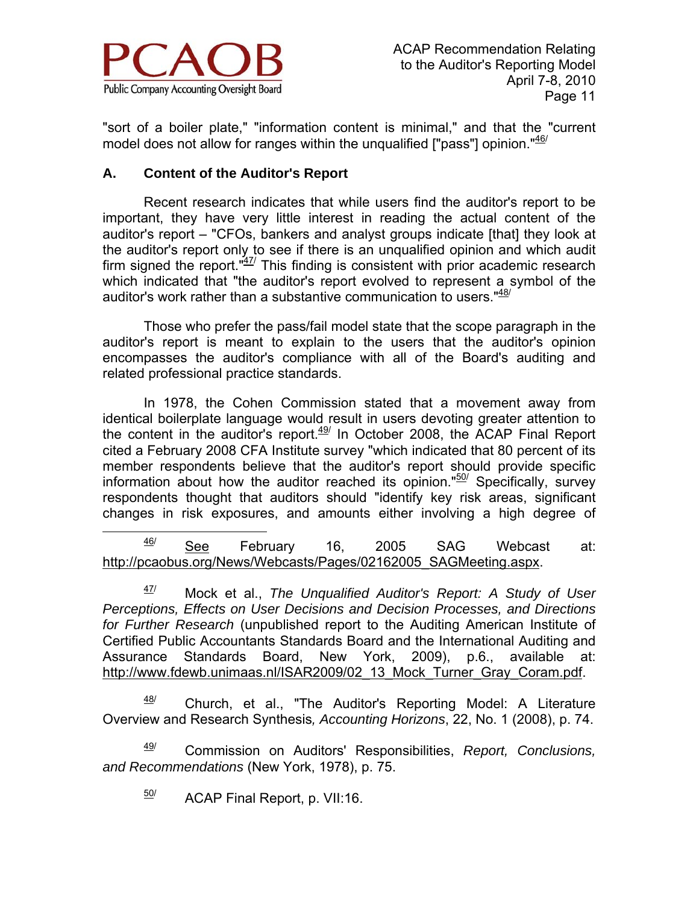"sort of a boiler plate," "information content is minimal," and that the "current model does not allow for ranges within the unqualified ["pass"] opinion."[46]

### A. Content of the Auditor's Report

Recent research indicates that while users find the auditor's report to be important, they have very little interest in reading the actual content of the auditor's report – "CFOs, bankers and analyst groups indicate [that] they look at the auditor's report only to see if there is an unqualified opinion and which audit firm signed the report."[47] This finding is consistent with prior academic research which indicated that "the auditor's report evolved to represent a symbol of the auditor's work rather than a substantive communication to users."[48]

Those who prefer the pass/fail model state that the scope paragraph in the auditor's report is meant to explain to the users that the auditor's opinion encompasses the auditor's compliance with all of the Board's auditing and related professional practice standards.

In 1978, the Cohen Commission stated that a movement away from identical boilerplate language would result in users devoting greater attention to the content in the auditor's report.[49] In October 2008, the ACAP Final Report cited a February 2008 CFA Institute survey "which indicated that 80 percent of its member respondents believe that the auditor's report should provide specific information about how the auditor reached its opinion."[50] Specifically, survey respondents thought that auditors should "identify key risk areas, significant changes in risk exposures, and amounts either involving a high degree of

---

[46] See February 16, 2005 SAG Webcast at: http://pcaobus.org/News/Webcasts/Pages/02162005_SAGMeeting.aspx.

[47] Mock et al., *The Unqualified Auditor's Report: A Study of User Perceptions, Effects on User Decisions and Decision Processes, and Directions for Further Research* (unpublished report to the Auditing American Institute of Certified Public Accountants Standards Board and the International Auditing and Assurance Standards Board, New York, 2009), p.6., available at: http://www.fdewb.unimaas.nl/ISAR2009/02_13_Mock_Turner_Gray_Coram.pdf.

[48] Church, et al., "The Auditor's Reporting Model: A Literature Overview and Research Synthesis*, Accounting Horizons*, 22, No. 1 (2008), p. 74.

[49] Commission on Auditors' Responsibilities, *Report, Conclusions, and Recommendations* (New York, 1978), p. 75.

[50] ACAP Final Report, p. VII:16.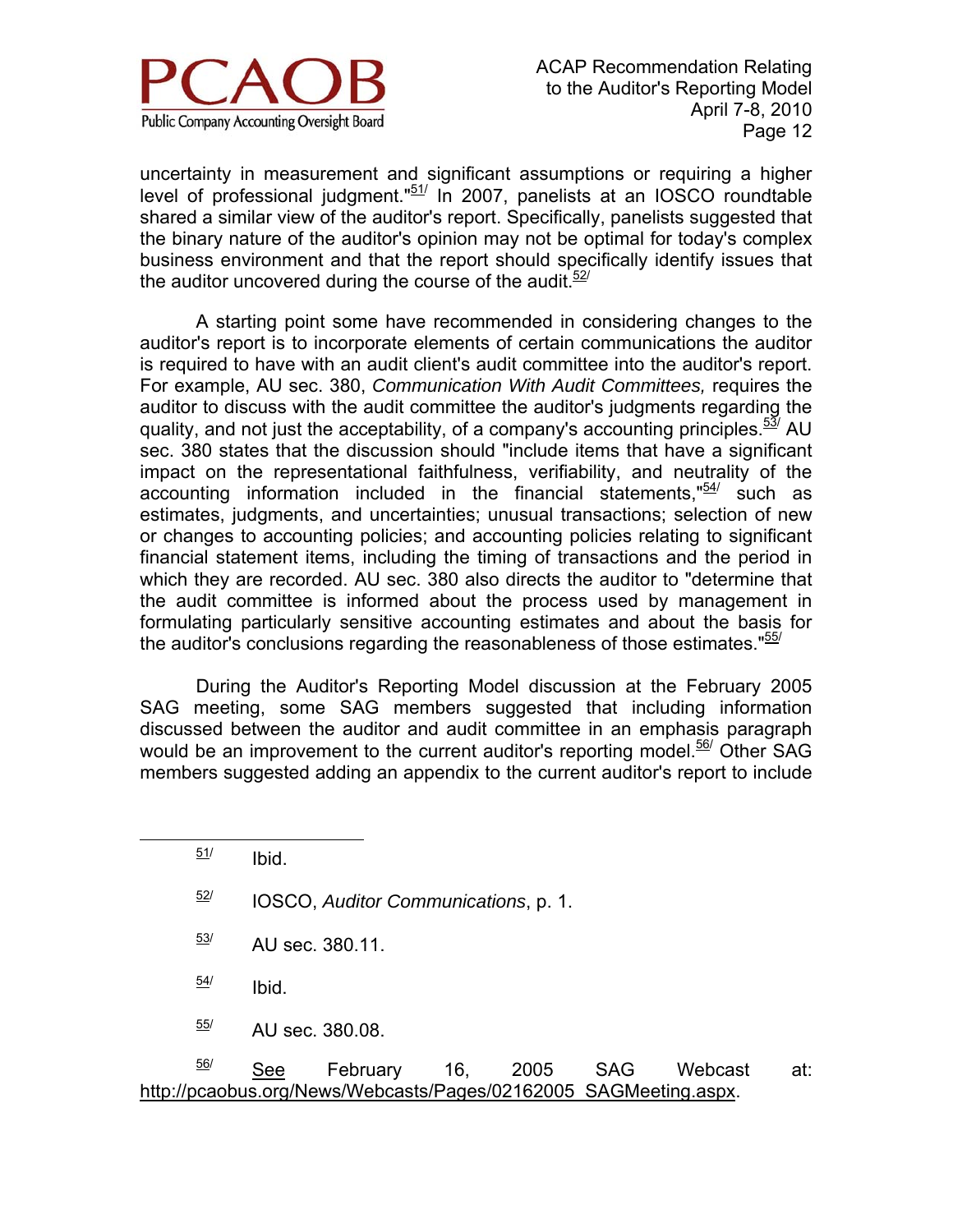uncertainty in measurement and significant assumptions or requiring a higher level of professional judgment."[51] In 2007, panelists at an IOSCO roundtable shared a similar view of the auditor's report. Specifically, panelists suggested that the binary nature of the auditor's opinion may not be optimal for today's complex business environment and that the report should specifically identify issues that the auditor uncovered during the course of the audit.[52]

A starting point some have recommended in considering changes to the auditor's report is to incorporate elements of certain communications the auditor is required to have with an audit client's audit committee into the auditor's report. For example, AU sec. 380, *Communication With Audit Committees,* requires the auditor to discuss with the audit committee the auditor's judgments regarding the quality, and not just the acceptability, of a company's accounting principles.[53] AU sec. 380 states that the discussion should "include items that have a significant impact on the representational faithfulness, verifiability, and neutrality of the accounting information included in the financial statements,"[54] such as estimates, judgments, and uncertainties; unusual transactions; selection of new or changes to accounting policies; and accounting policies relating to significant financial statement items, including the timing of transactions and the period in which they are recorded. AU sec. 380 also directs the auditor to "determine that the audit committee is informed about the process used by management in formulating particularly sensitive accounting estimates and about the basis for the auditor's conclusions regarding the reasonableness of those estimates."[55]

During the Auditor's Reporting Model discussion at the February 2005 SAG meeting, some SAG members suggested that including information discussed between the auditor and audit committee in an emphasis paragraph would be an improvement to the current auditor's reporting model.[56] Other SAG members suggested adding an appendix to the current auditor's report to include

---

[51] Ibid.

[52] IOSCO, *Auditor Communications*, p. 1.

[53] AU sec. 380.11.

[54] Ibid.

[55] AU sec. 380.08.

[56] See February 16, 2005 SAG Webcast at: http://pcaobus.org/News/Webcasts/Pages/02162005_SAGMeeting.aspx.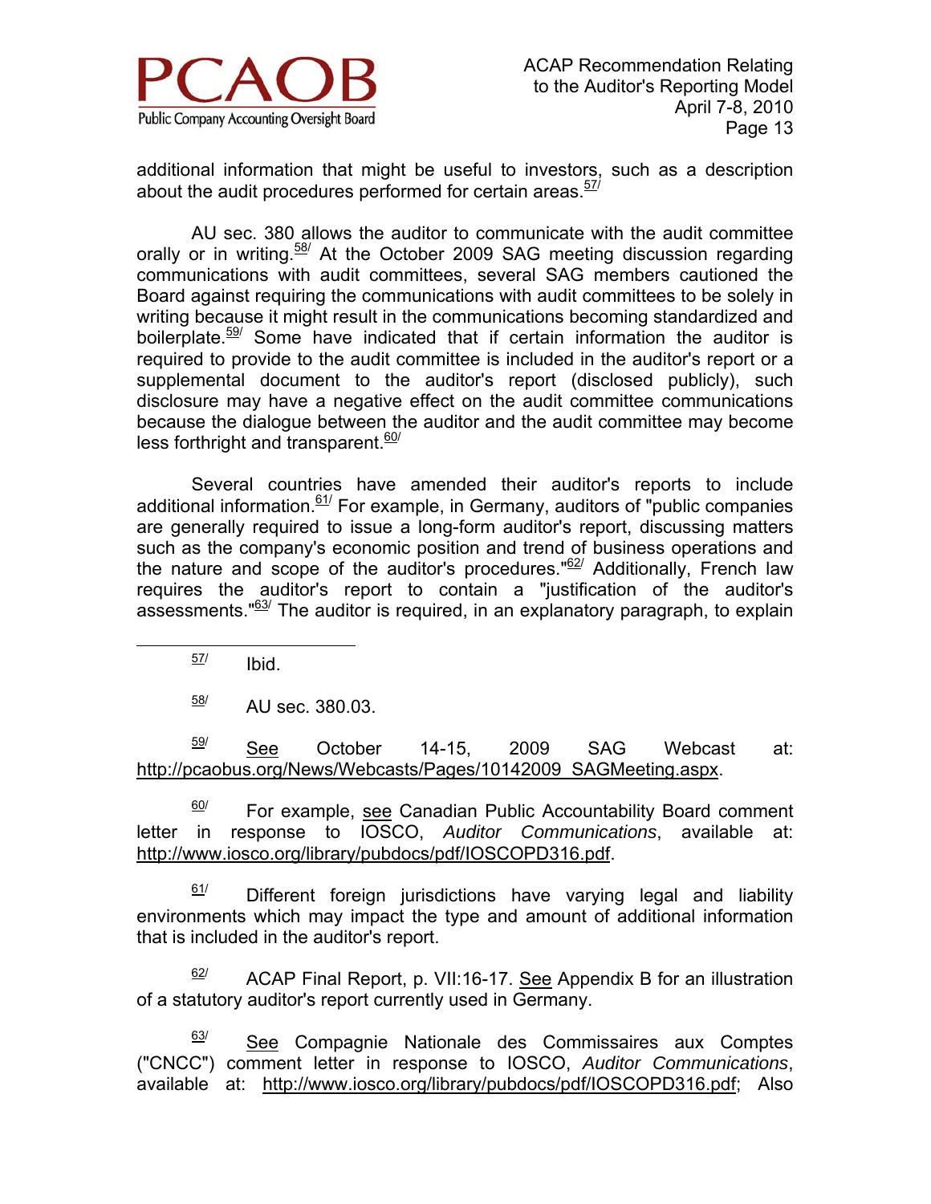additional information that might be useful to investors, such as a description about the audit procedures performed for certain areas.[57]

AU sec. 380 allows the auditor to communicate with the audit committee orally or in writing.[58] At the October 2009 SAG meeting discussion regarding communications with audit committees, several SAG members cautioned the Board against requiring the communications with audit committees to be solely in writing because it might result in the communications becoming standardized and boilerplate.[59] Some have indicated that if certain information the auditor is required to provide to the audit committee is included in the auditor's report or a supplemental document to the auditor's report (disclosed publicly), such disclosure may have a negative effect on the audit committee communications because the dialogue between the auditor and the audit committee may become less forthright and transparent.[60]

Several countries have amended their auditor's reports to include additional information.[61] For example, in Germany, auditors of "public companies are generally required to issue a long-form auditor's report, discussing matters such as the company's economic position and trend of business operations and the nature and scope of the auditor's procedures."[62] Additionally, French law requires the auditor's report to contain a "justification of the auditor's assessments."[63] The auditor is required, in an explanatory paragraph, to explain

---

[57] Ibid.

[58] AU sec. 380.03.

[59] See October 14-15, 2009 SAG Webcast at: http://pcaobus.org/News/Webcasts/Pages/10142009_SAGMeeting.aspx.

[60] For example, see Canadian Public Accountability Board comment letter in response to IOSCO, *Auditor Communications*, available at: http://www.iosco.org/library/pubdocs/pdf/IOSCOPD316.pdf.

[61] Different foreign jurisdictions have varying legal and liability environments which may impact the type and amount of additional information that is included in the auditor's report.

[62] ACAP Final Report, p. VII:16-17. See Appendix B for an illustration of a statutory auditor's report currently used in Germany.

[63] See Compagnie Nationale des Commissaires aux Comptes ("CNCC") comment letter in response to IOSCO, *Auditor Communications*, available at: http://www.iosco.org/library/pubdocs/pdf/IOSCOPD316.pdf; Also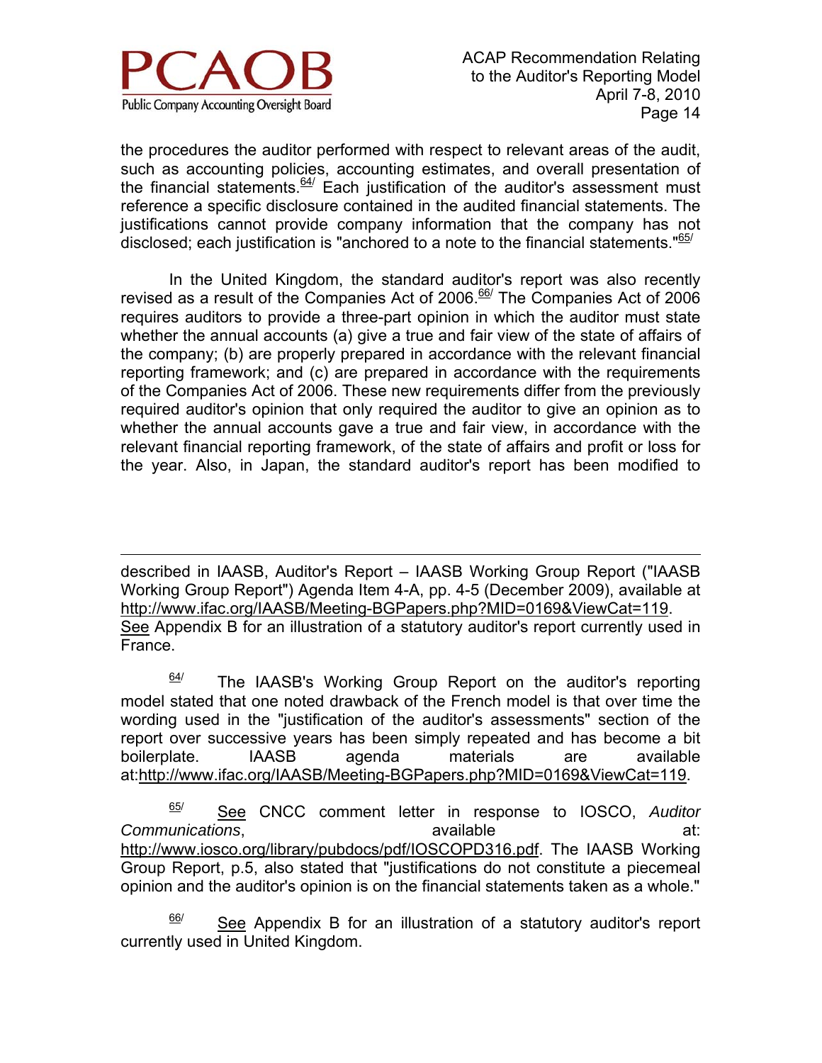the procedures the auditor performed with respect to relevant areas of the audit, such as accounting policies, accounting estimates, and overall presentation of the financial statements.[64/] Each justification of the auditor's assessment must reference a specific disclosure contained in the audited financial statements. The justifications cannot provide company information that the company has not disclosed; each justification is "anchored to a note to the financial statements."[65/]

In the United Kingdom, the standard auditor's report was also recently revised as a result of the Companies Act of 2006.[66/] The Companies Act of 2006 requires auditors to provide a three-part opinion in which the auditor must state whether the annual accounts (a) give a true and fair view of the state of affairs of the company; (b) are properly prepared in accordance with the relevant financial reporting framework; and (c) are prepared in accordance with the requirements of the Companies Act of 2006. These new requirements differ from the previously required auditor's opinion that only required the auditor to give an opinion as to whether the annual accounts gave a true and fair view, in accordance with the relevant financial reporting framework, of the state of affairs and profit or loss for the year. Also, in Japan, the standard auditor's report has been modified to

---

described in IAASB, Auditor's Report – IAASB Working Group Report ("IAASB Working Group Report") Agenda Item 4-A, pp. 4-5 (December 2009), available at http://www.ifac.org/IAASB/Meeting-BGPapers.php?MID=0169&ViewCat=119. See Appendix B for an illustration of a statutory auditor's report currently used in France.

[64/] The IAASB's Working Group Report on the auditor's reporting model stated that one noted drawback of the French model is that over time the wording used in the "justification of the auditor's assessments" section of the report over successive years has been simply repeated and has become a bit boilerplate. IAASB agenda materials are available at:http://www.ifac.org/IAASB/Meeting-BGPapers.php?MID=0169&ViewCat=119.

[65/] See CNCC comment letter in response to IOSCO, *Auditor Communications*, available at: http://www.iosco.org/library/pubdocs/pdf/IOSCOPD316.pdf. The IAASB Working Group Report, p.5, also stated that "justifications do not constitute a piecemeal opinion and the auditor's opinion is on the financial statements taken as a whole."

[66/] See Appendix B for an illustration of a statutory auditor's report currently used in United Kingdom.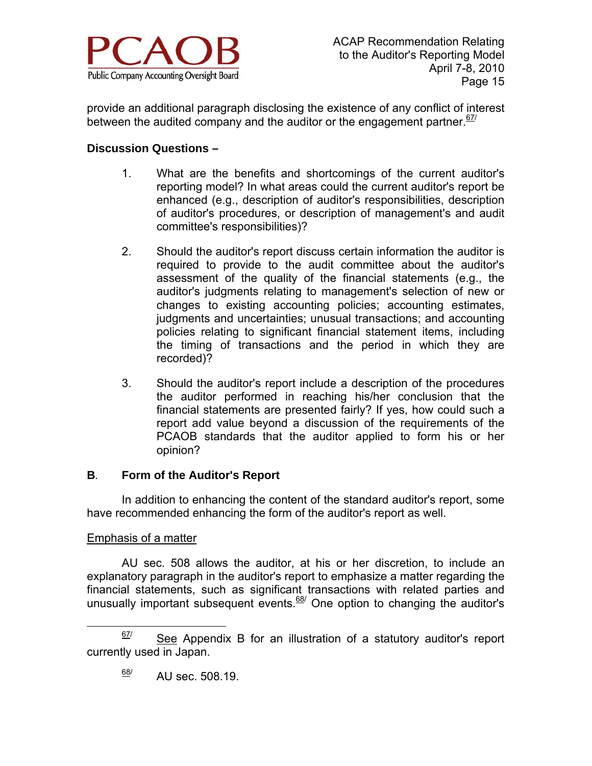provide an additional paragraph disclosing the existence of any conflict of interest between the audited company and the auditor or the engagement partner.[67/]

**Discussion Questions –**

1. What are the benefits and shortcomings of the current auditor's reporting model? In what areas could the current auditor's report be enhanced (e.g., description of auditor's responsibilities, description of auditor's procedures, or description of management's and audit committee's responsibilities)?

2. Should the auditor's report discuss certain information the auditor is required to provide to the audit committee about the auditor's assessment of the quality of the financial statements (e.g., the auditor's judgments relating to management's selection of new or changes to existing accounting policies; accounting estimates, judgments and uncertainties; unusual transactions; and accounting policies relating to significant financial statement items, including the timing of transactions and the period in which they are recorded)?

3. Should the auditor's report include a description of the procedures the auditor performed in reaching his/her conclusion that the financial statements are presented fairly? If yes, how could such a report add value beyond a discussion of the requirements of the PCAOB standards that the auditor applied to form his or her opinion?

## B. Form of the Auditor's Report

In addition to enhancing the content of the standard auditor's report, some have recommended enhancing the form of the auditor's report as well.

<u>Emphasis of a matter</u>

AU sec. 508 allows the auditor, at his or her discretion, to include an explanatory paragraph in the auditor's report to emphasize a matter regarding the financial statements, such as significant transactions with related parties and unusually important subsequent events.[68/] One option to changing the auditor's

---

[67/] <u>See</u> Appendix B for an illustration of a statutory auditor's report currently used in Japan.

[68/] AU sec. 508.19.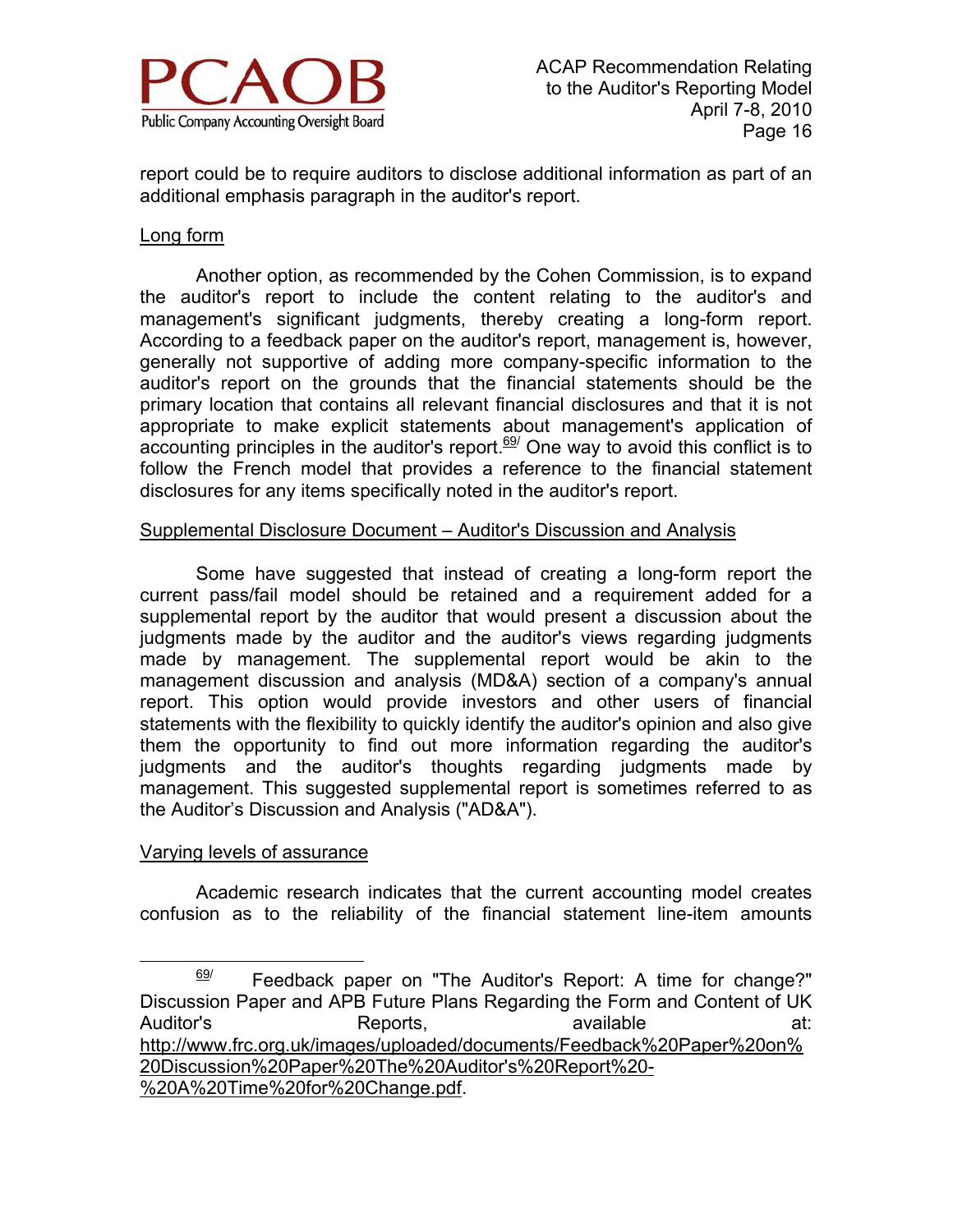report could be to require auditors to disclose additional information as part of an additional emphasis paragraph in the auditor's report.

Long form

Another option, as recommended by the Cohen Commission, is to expand the auditor's report to include the content relating to the auditor's and management's significant judgments, thereby creating a long-form report. According to a feedback paper on the auditor's report, management is, however, generally not supportive of adding more company-specific information to the auditor's report on the grounds that the financial statements should be the primary location that contains all relevant financial disclosures and that it is not appropriate to make explicit statements about management's application of accounting principles in the auditor's report.[69/] One way to avoid this conflict is to follow the French model that provides a reference to the financial statement disclosures for any items specifically noted in the auditor's report.

Supplemental Disclosure Document – Auditor's Discussion and Analysis

Some have suggested that instead of creating a long-form report the current pass/fail model should be retained and a requirement added for a supplemental report by the auditor that would present a discussion about the judgments made by the auditor and the auditor's views regarding judgments made by management. The supplemental report would be akin to the management discussion and analysis (MD&A) section of a company's annual report. This option would provide investors and other users of financial statements with the flexibility to quickly identify the auditor's opinion and also give them the opportunity to find out more information regarding the auditor's judgments and the auditor's thoughts regarding judgments made by management. This suggested supplemental report is sometimes referred to as the Auditor's Discussion and Analysis ("AD&A").

Varying levels of assurance

Academic research indicates that the current accounting model creates confusion as to the reliability of the financial statement line-item amounts

---

[69/] Feedback paper on "The Auditor's Report: A time for change?" Discussion Paper and APB Future Plans Regarding the Form and Content of UK Auditor's Reports, available at: http://www.frc.org.uk/images/uploaded/documents/Feedback%20Paper%20on%20Discussion%20Paper%20The%20Auditor's%20Report%20-%20A%20Time%20for%20Change.pdf.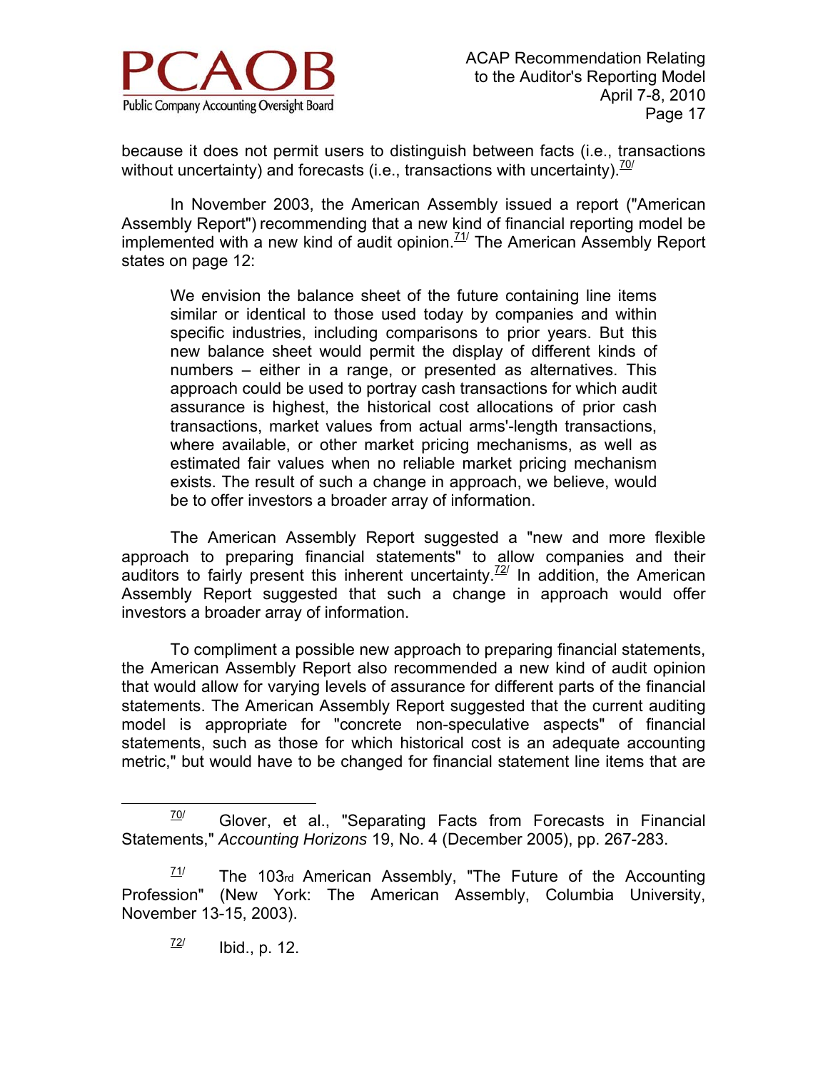because it does not permit users to distinguish between facts (i.e., transactions without uncertainty) and forecasts (i.e., transactions with uncertainty).[70/]

In November 2003, the American Assembly issued a report ("American Assembly Report") recommending that a new kind of financial reporting model be implemented with a new kind of audit opinion.[71/] The American Assembly Report states on page 12:

> We envision the balance sheet of the future containing line items similar or identical to those used today by companies and within specific industries, including comparisons to prior years. But this new balance sheet would permit the display of different kinds of numbers – either in a range, or presented as alternatives. This approach could be used to portray cash transactions for which audit assurance is highest, the historical cost allocations of prior cash transactions, market values from actual arms'-length transactions, where available, or other market pricing mechanisms, as well as estimated fair values when no reliable market pricing mechanism exists. The result of such a change in approach, we believe, would be to offer investors a broader array of information.

The American Assembly Report suggested a "new and more flexible approach to preparing financial statements" to allow companies and their auditors to fairly present this inherent uncertainty.[72/] In addition, the American Assembly Report suggested that such a change in approach would offer investors a broader array of information.

To compliment a possible new approach to preparing financial statements, the American Assembly Report also recommended a new kind of audit opinion that would allow for varying levels of assurance for different parts of the financial statements. The American Assembly Report suggested that the current auditing model is appropriate for "concrete non-speculative aspects" of financial statements, such as those for which historical cost is an adequate accounting metric," but would have to be changed for financial statement line items that are

---

[70/] Glover, et al., "Separating Facts from Forecasts in Financial Statements," *Accounting Horizons* 19, No. 4 (December 2005), pp. 267-283.

[71/] The 103rd American Assembly, "The Future of the Accounting Profession" (New York: The American Assembly, Columbia University, November 13-15, 2003).

[72/] Ibid., p. 12.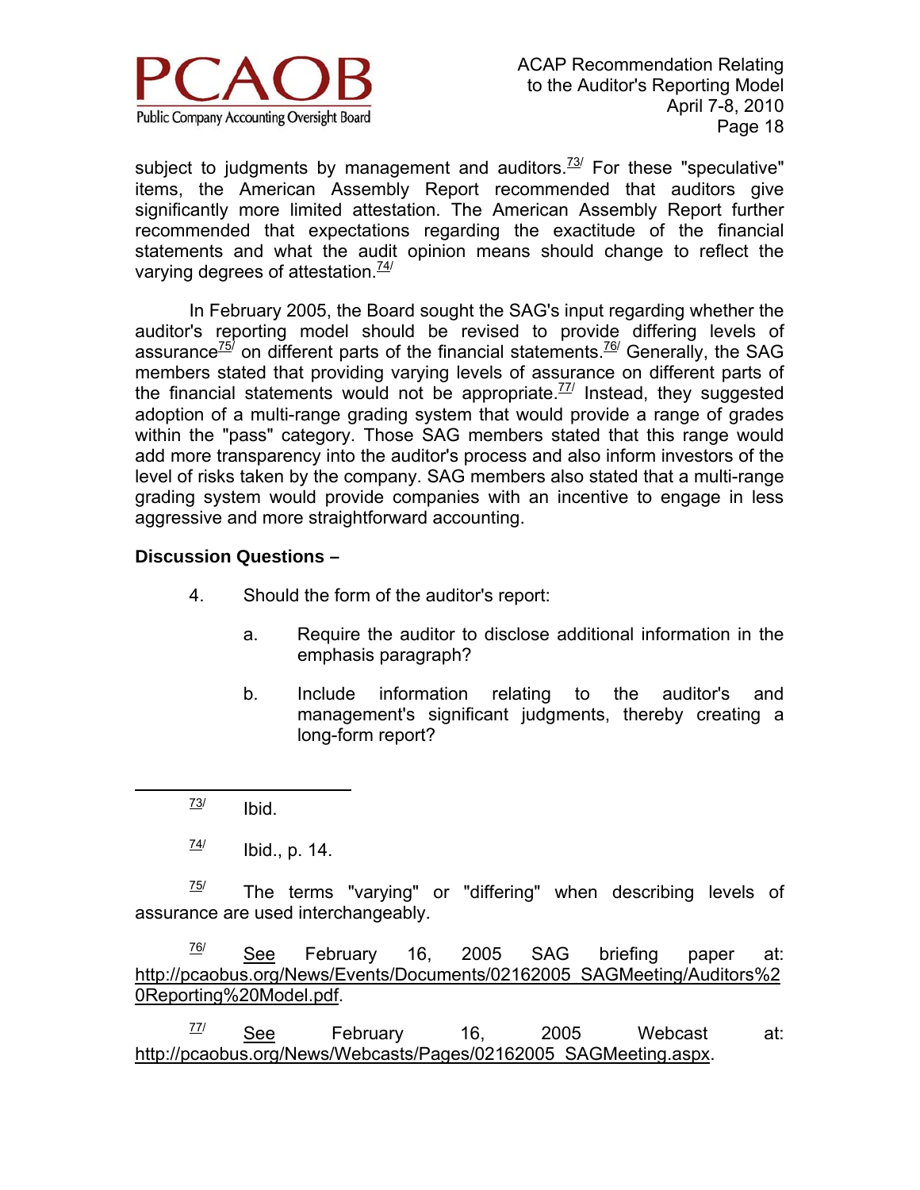subject to judgments by management and auditors.[73] For these "speculative" items, the American Assembly Report recommended that auditors give significantly more limited attestation. The American Assembly Report further recommended that expectations regarding the exactitude of the financial statements and what the audit opinion means should change to reflect the varying degrees of attestation.[74]

In February 2005, the Board sought the SAG's input regarding whether the auditor's reporting model should be revised to provide differing levels of assurance[75] on different parts of the financial statements.[76] Generally, the SAG members stated that providing varying levels of assurance on different parts of the financial statements would not be appropriate.[77] Instead, they suggested adoption of a multi-range grading system that would provide a range of grades within the "pass" category. Those SAG members stated that this range would add more transparency into the auditor's process and also inform investors of the level of risks taken by the company. SAG members also stated that a multi-range grading system would provide companies with an incentive to engage in less aggressive and more straightforward accounting.

**Discussion Questions –**

4. Should the form of the auditor's report:

   a. Require the auditor to disclose additional information in the emphasis paragraph?

   b. Include information relating to the auditor's and management's significant judgments, thereby creating a long-form report?

---

[73] Ibid.

[74] Ibid., p. 14.

[75] The terms "varying" or "differing" when describing levels of assurance are used interchangeably.

[76] See February 16, 2005 SAG briefing paper at: http://pcaobus.org/News/Events/Documents/02162005_SAGMeeting/Auditors%20Reporting%20Model.pdf.

[77] See February 16, 2005 Webcast at: http://pcaobus.org/News/Webcasts/Pages/02162005_SAGMeeting.aspx.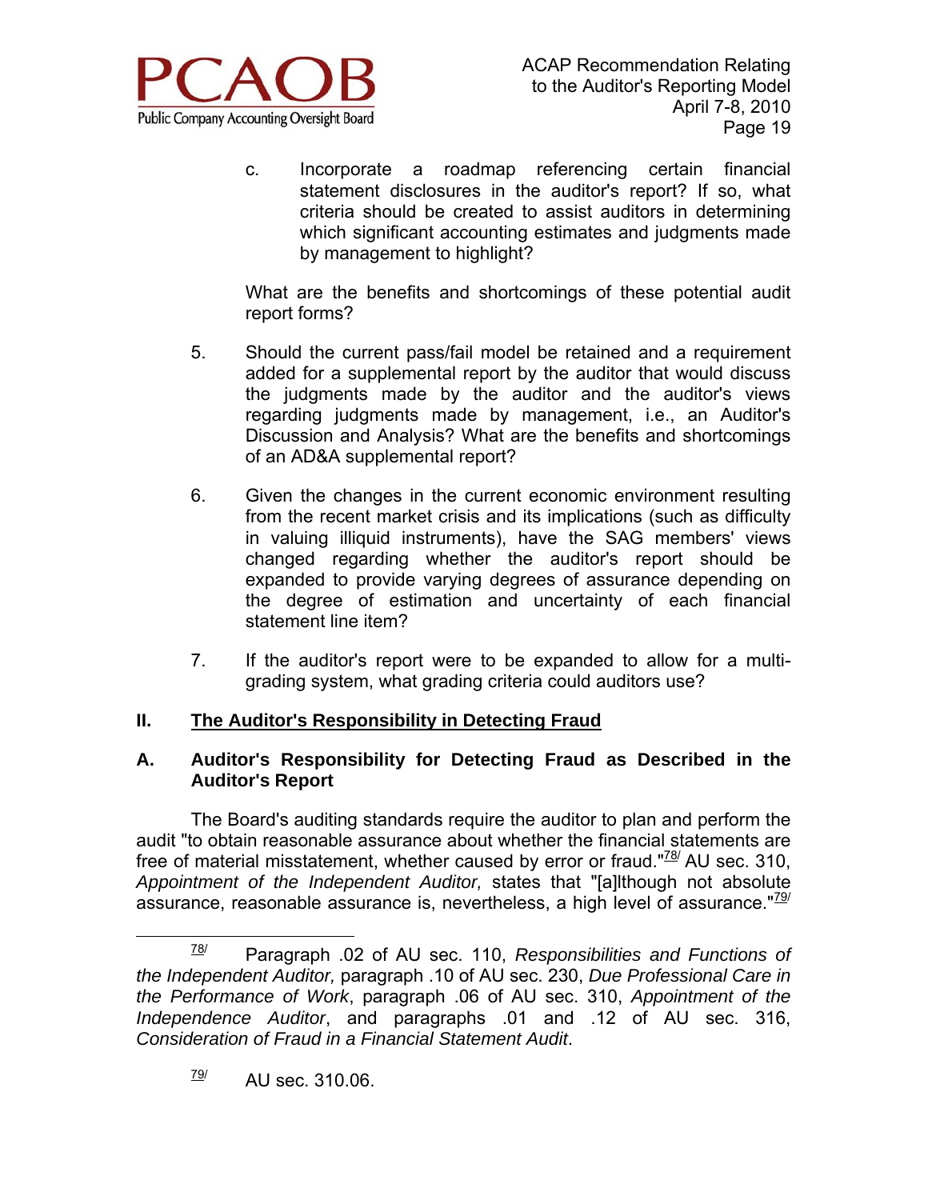c. Incorporate a roadmap referencing certain financial statement disclosures in the auditor's report? If so, what criteria should be created to assist auditors in determining which significant accounting estimates and judgments made by management to highlight?

What are the benefits and shortcomings of these potential audit report forms?

5. Should the current pass/fail model be retained and a requirement added for a supplemental report by the auditor that would discuss the judgments made by the auditor and the auditor's views regarding judgments made by management, i.e., an Auditor's Discussion and Analysis? What are the benefits and shortcomings of an AD&A supplemental report?

6. Given the changes in the current economic environment resulting from the recent market crisis and its implications (such as difficulty in valuing illiquid instruments), have the SAG members' views changed regarding whether the auditor's report should be expanded to provide varying degrees of assurance depending on the degree of estimation and uncertainty of each financial statement line item?

7. If the auditor's report were to be expanded to allow for a multi-grading system, what grading criteria could auditors use?

## II. The Auditor's Responsibility in Detecting Fraud

### A. Auditor's Responsibility for Detecting Fraud as Described in the Auditor's Report

The Board's auditing standards require the auditor to plan and perform the audit "to obtain reasonable assurance about whether the financial statements are free of material misstatement, whether caused by error or fraud."[78] AU sec. 310, *Appointment of the Independent Auditor,* states that "[a]lthough not absolute assurance, reasonable assurance is, nevertheless, a high level of assurance."[79]

---

[78] Paragraph .02 of AU sec. 110, *Responsibilities and Functions of the Independent Auditor,* paragraph .10 of AU sec. 230, *Due Professional Care in the Performance of Work*, paragraph .06 of AU sec. 310, *Appointment of the Independence Auditor*, and paragraphs .01 and .12 of AU sec. 316, *Consideration of Fraud in a Financial Statement Audit*.

[79] AU sec. 310.06.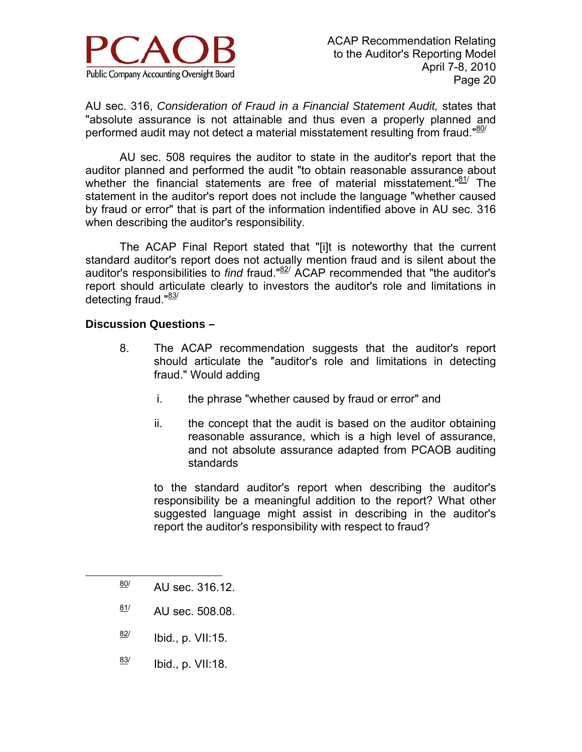AU sec. 316, *Consideration of Fraud in a Financial Statement Audit,* states that "absolute assurance is not attainable and thus even a properly planned and performed audit may not detect a material misstatement resulting from fraud."[80]

AU sec. 508 requires the auditor to state in the auditor's report that the auditor planned and performed the audit "to obtain reasonable assurance about whether the financial statements are free of material misstatement."[81] The statement in the auditor's report does not include the language "whether caused by fraud or error" that is part of the information indentified above in AU sec. 316 when describing the auditor's responsibility.

The ACAP Final Report stated that "[i]t is noteworthy that the current standard auditor's report does not actually mention fraud and is silent about the auditor's responsibilities to *find* fraud."[82] ACAP recommended that "the auditor's report should articulate clearly to investors the auditor's role and limitations in detecting fraud."[83]

**Discussion Questions –**

8. The ACAP recommendation suggests that the auditor's report should articulate the "auditor's role and limitations in detecting fraud." Would adding

   i. the phrase "whether caused by fraud or error" and

   ii. the concept that the audit is based on the auditor obtaining reasonable assurance, which is a high level of assurance, and not absolute assurance adapted from PCAOB auditing standards

   to the standard auditor's report when describing the auditor's responsibility be a meaningful addition to the report? What other suggested language might assist in describing in the auditor's report the auditor's responsibility with respect to fraud?

---

[80] AU sec. 316.12.

[81] AU sec. 508.08.

[82] Ibid., p. VII:15.

[83] Ibid., p. VII:18.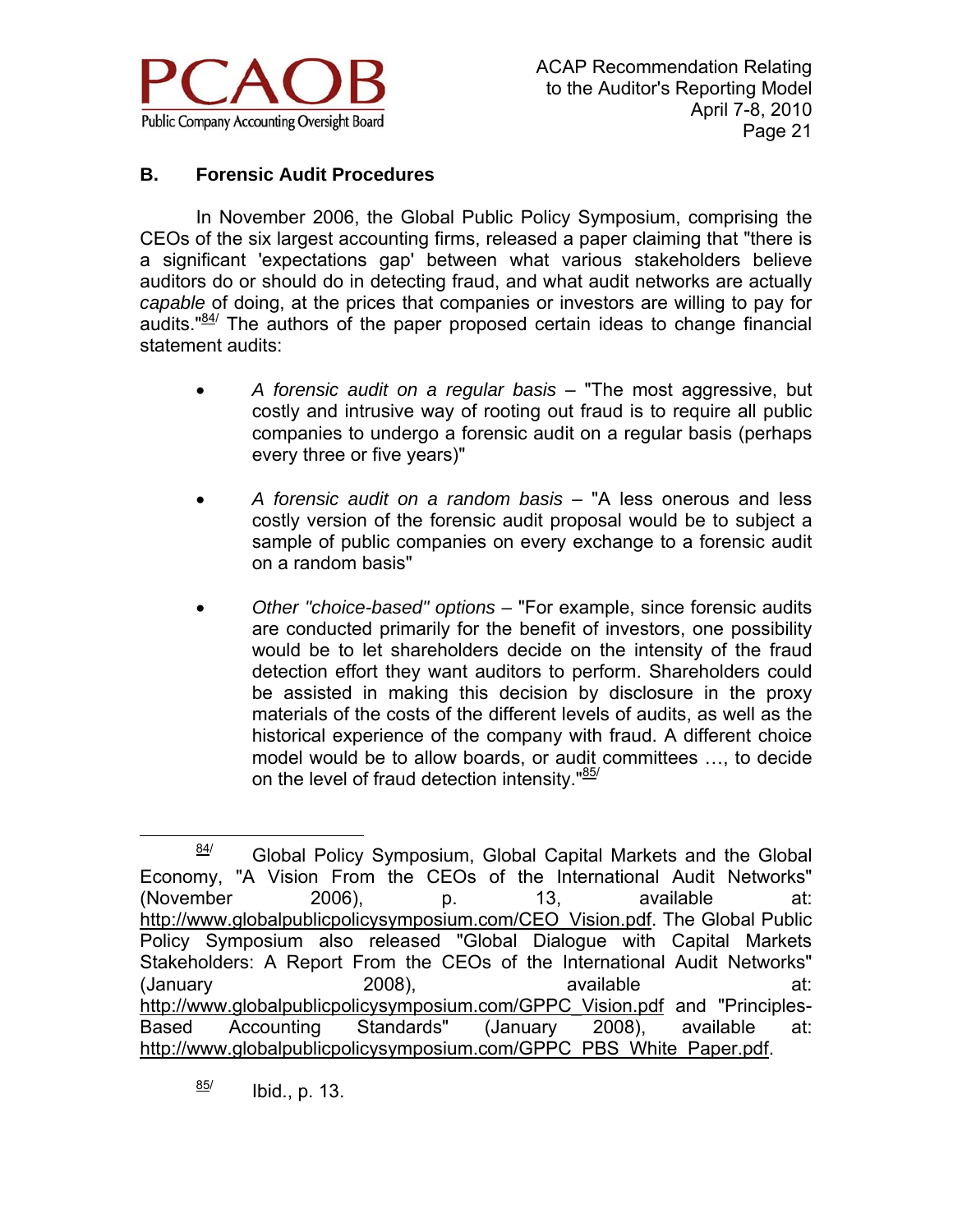## B. Forensic Audit Procedures

In November 2006, the Global Public Policy Symposium, comprising the CEOs of the six largest accounting firms, released a paper claiming that "there is a significant 'expectations gap' between what various stakeholders believe auditors do or should do in detecting fraud, and what audit networks are actually *capable* of doing, at the prices that companies or investors are willing to pay for audits."[84] The authors of the paper proposed certain ideas to change financial statement audits:

- *A forensic audit on a regular basis* – "The most aggressive, but costly and intrusive way of rooting out fraud is to require all public companies to undergo a forensic audit on a regular basis (perhaps every three or five years)"

- *A forensic audit on a random basis* – "A less onerous and less costly version of the forensic audit proposal would be to subject a sample of public companies on every exchange to a forensic audit on a random basis"

- *Other "choice-based" options* – "For example, since forensic audits are conducted primarily for the benefit of investors, one possibility would be to let shareholders decide on the intensity of the fraud detection effort they want auditors to perform. Shareholders could be assisted in making this decision by disclosure in the proxy materials of the costs of the different levels of audits, as well as the historical experience of the company with fraud. A different choice model would be to allow boards, or audit committees …, to decide on the level of fraud detection intensity."[85]

---

[84] Global Policy Symposium, Global Capital Markets and the Global Economy, "A Vision From the CEOs of the International Audit Networks" (November 2006), p. 13, available at: http://www.globalpublicpolicysymposium.com/CEO_Vision.pdf. The Global Public Policy Symposium also released "Global Dialogue with Capital Markets Stakeholders: A Report From the CEOs of the International Audit Networks" (January 2008), available at: http://www.globalpublicpolicysymposium.com/GPPC_Vision.pdf and "Principles-Based Accounting Standards" (January 2008), available at: http://www.globalpublicpolicysymposium.com/GPPC_PBS_White_Paper.pdf.

[85] Ibid., p. 13.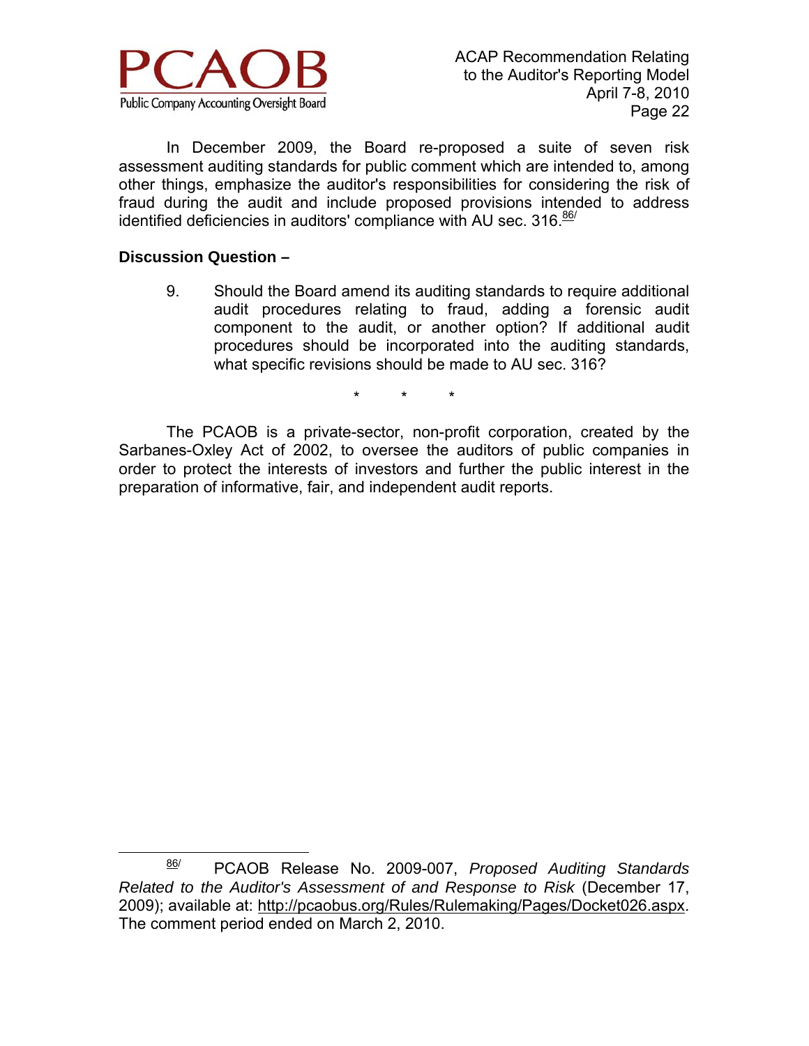In December 2009, the Board re-proposed a suite of seven risk assessment auditing standards for public comment which are intended to, among other things, emphasize the auditor's responsibilities for considering the risk of fraud during the audit and include proposed provisions intended to address identified deficiencies in auditors' compliance with AU sec. 316.[86/]

**Discussion Question –**

9. Should the Board amend its auditing standards to require additional audit procedures relating to fraud, adding a forensic audit component to the audit, or another option? If additional audit procedures should be incorporated into the auditing standards, what specific revisions should be made to AU sec. 316?

\* \* \*

The PCAOB is a private-sector, non-profit corporation, created by the Sarbanes-Oxley Act of 2002, to oversee the auditors of public companies in order to protect the interests of investors and further the public interest in the preparation of informative, fair, and independent audit reports.

---

[86/] PCAOB Release No. 2009-007, *Proposed Auditing Standards Related to the Auditor's Assessment of and Response to Risk* (December 17, 2009); available at: http://pcaobus.org/Rules/Rulemaking/Pages/Docket026.aspx. The comment period ended on March 2, 2010.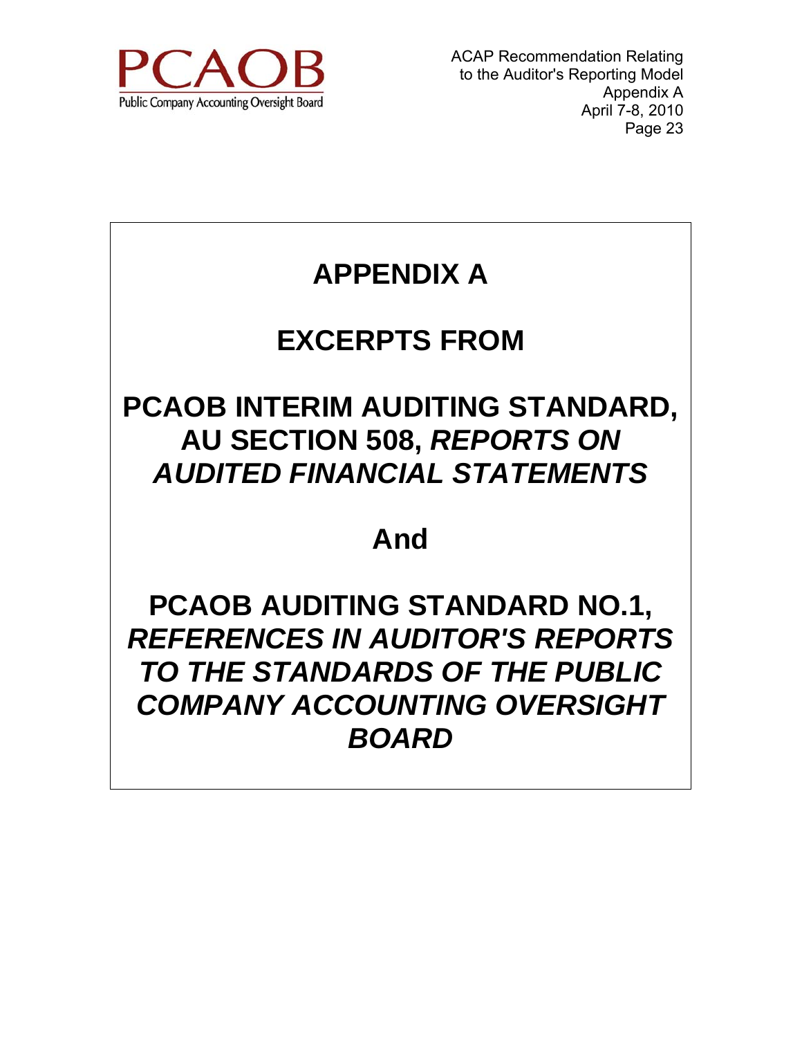# APPENDIX A

# EXCERPTS FROM

# PCAOB INTERIM AUDITING STANDARD, AU SECTION 508, *REPORTS ON AUDITED FINANCIAL STATEMENTS*

# And

# PCAOB AUDITING STANDARD NO.1, *REFERENCES IN AUDITOR'S REPORTS TO THE STANDARDS OF THE PUBLIC COMPANY ACCOUNTING OVERSIGHT BOARD*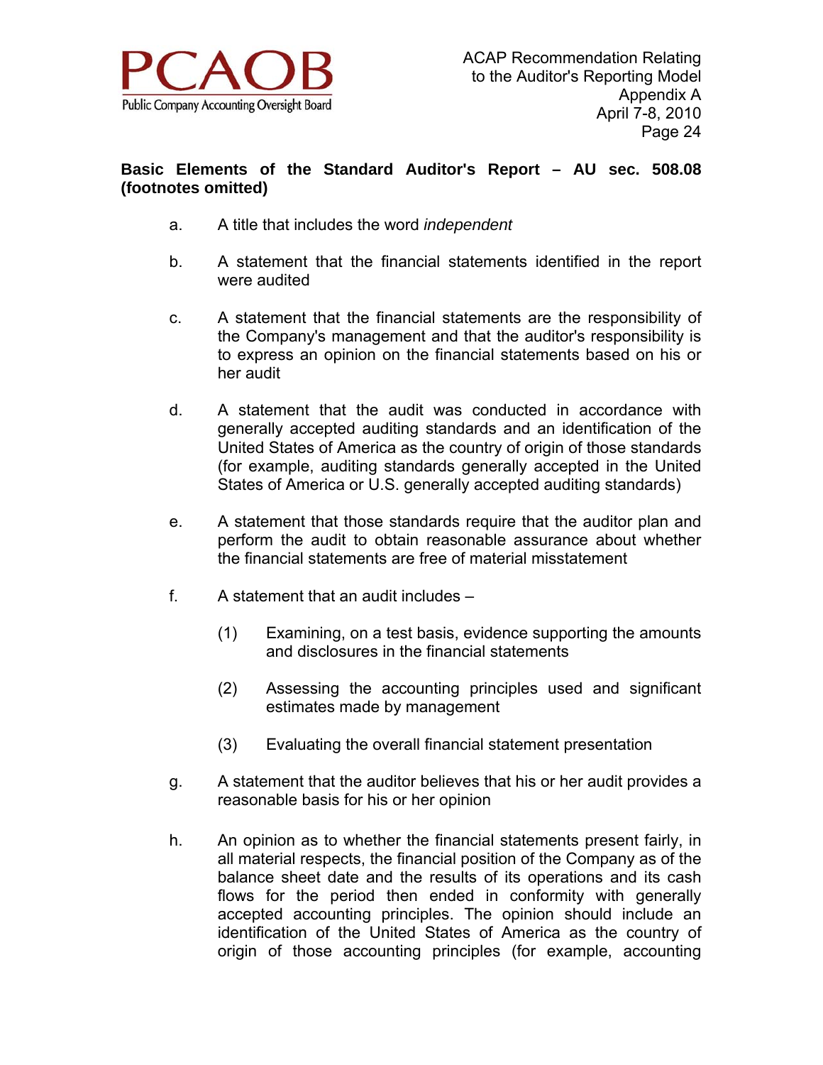**Basic Elements of the Standard Auditor's Report – AU sec. 508.08 (footnotes omitted)**

a. A title that includes the word *independent*

b. A statement that the financial statements identified in the report were audited

c. A statement that the financial statements are the responsibility of the Company's management and that the auditor's responsibility is to express an opinion on the financial statements based on his or her audit

d. A statement that the audit was conducted in accordance with generally accepted auditing standards and an identification of the United States of America as the country of origin of those standards (for example, auditing standards generally accepted in the United States of America or U.S. generally accepted auditing standards)

e. A statement that those standards require that the auditor plan and perform the audit to obtain reasonable assurance about whether the financial statements are free of material misstatement

f. A statement that an audit includes –

   (1) Examining, on a test basis, evidence supporting the amounts and disclosures in the financial statements

   (2) Assessing the accounting principles used and significant estimates made by management

   (3) Evaluating the overall financial statement presentation

g. A statement that the auditor believes that his or her audit provides a reasonable basis for his or her opinion

h. An opinion as to whether the financial statements present fairly, in all material respects, the financial position of the Company as of the balance sheet date and the results of its operations and its cash flows for the period then ended in conformity with generally accepted accounting principles. The opinion should include an identification of the United States of America as the country of origin of those accounting principles (for example, accounting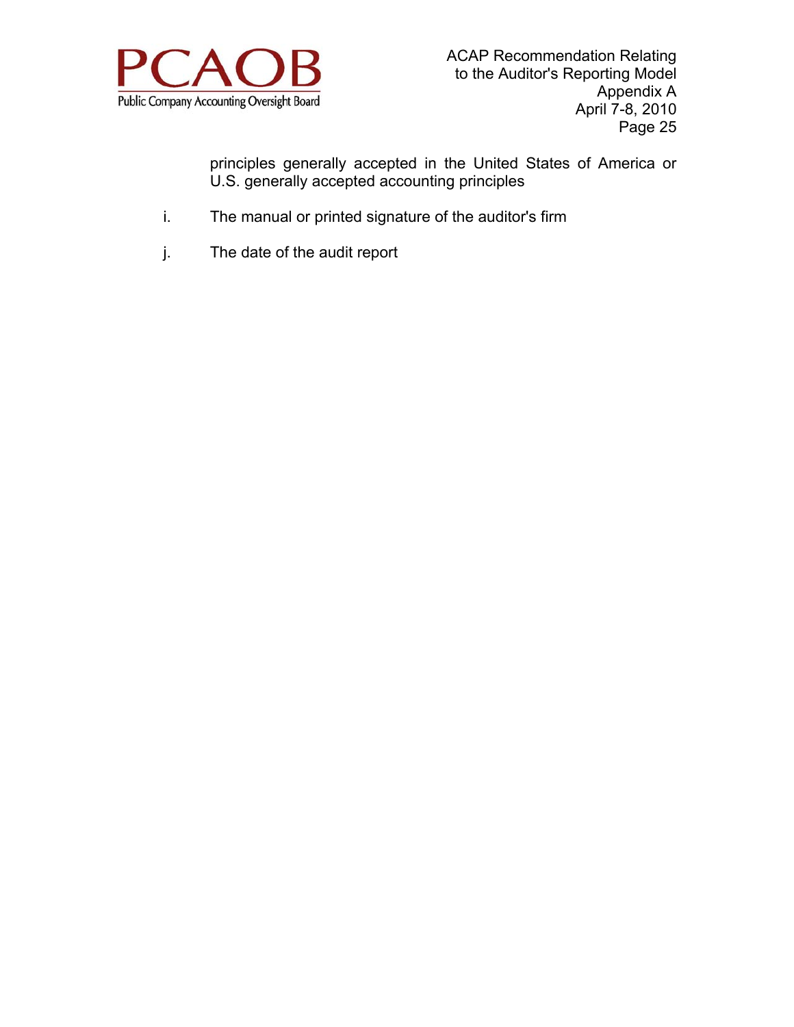principles generally accepted in the United States of America or U.S. generally accepted accounting principles

i. The manual or printed signature of the auditor's firm

j. The date of the audit report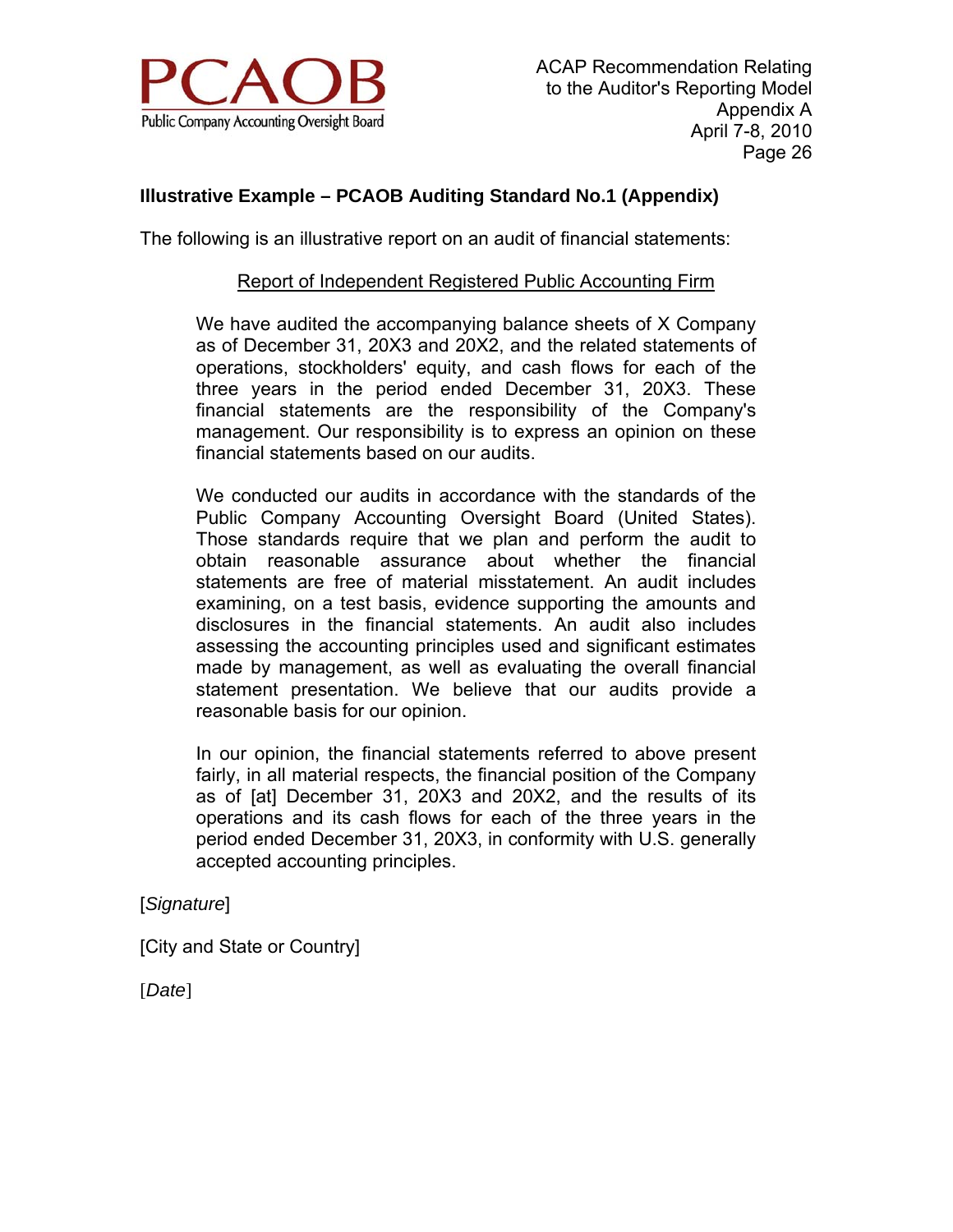### Illustrative Example – PCAOB Auditing Standard No.1 (Appendix)

The following is an illustrative report on an audit of financial statements:

<u>Report of Independent Registered Public Accounting Firm</u>

> We have audited the accompanying balance sheets of X Company as of December 31, 20X3 and 20X2, and the related statements of operations, stockholders' equity, and cash flows for each of the three years in the period ended December 31, 20X3. These financial statements are the responsibility of the Company's management. Our responsibility is to express an opinion on these financial statements based on our audits.
>
> We conducted our audits in accordance with the standards of the Public Company Accounting Oversight Board (United States). Those standards require that we plan and perform the audit to obtain reasonable assurance about whether the financial statements are free of material misstatement. An audit includes examining, on a test basis, evidence supporting the amounts and disclosures in the financial statements. An audit also includes assessing the accounting principles used and significant estimates made by management, as well as evaluating the overall financial statement presentation. We believe that our audits provide a reasonable basis for our opinion.
>
> In our opinion, the financial statements referred to above present fairly, in all material respects, the financial position of the Company as of [at] December 31, 20X3 and 20X2, and the results of its operations and its cash flows for each of the three years in the period ended December 31, 20X3, in conformity with U.S. generally accepted accounting principles.

[*Signature*]

[City and State or Country]

[*Date*]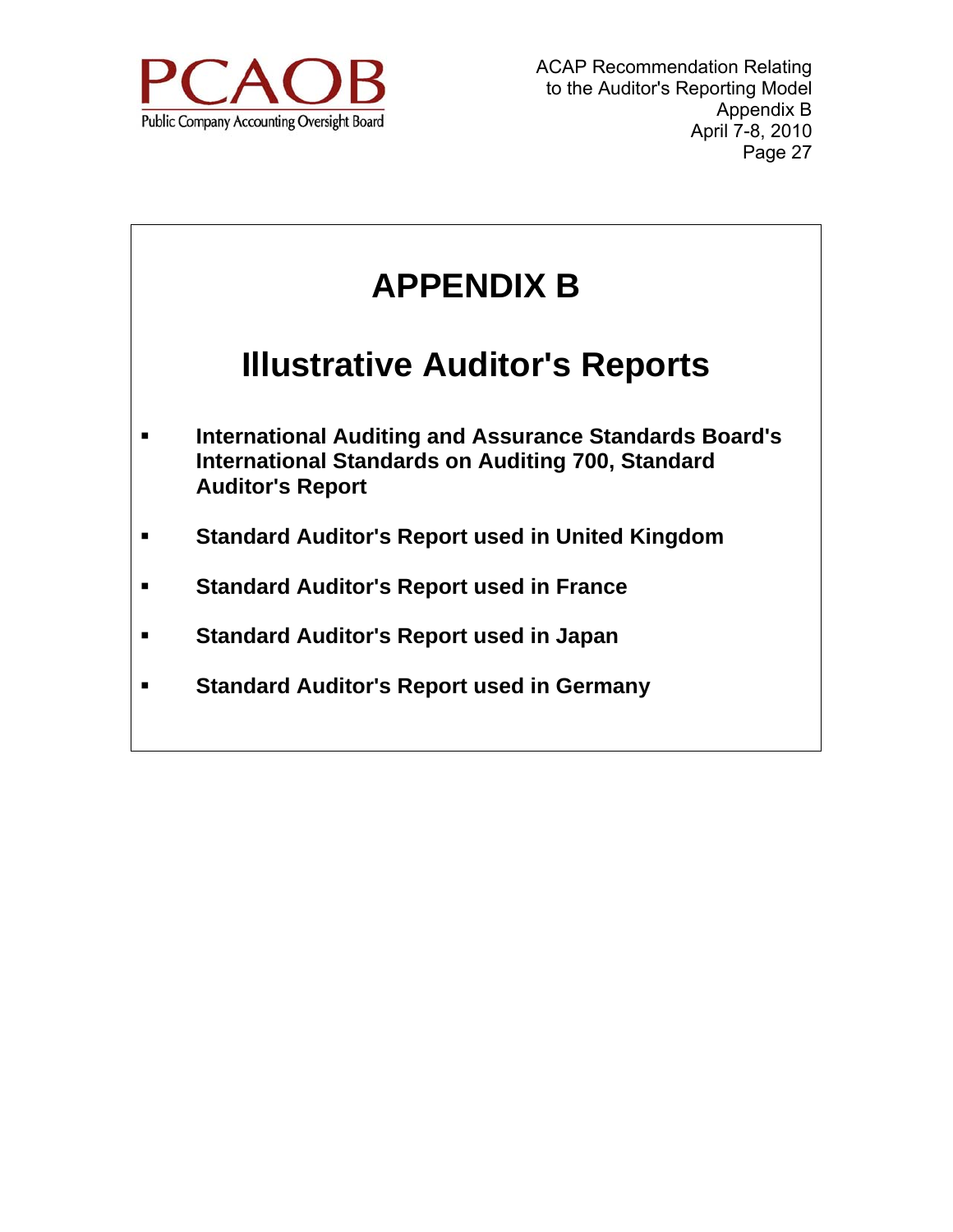# APPENDIX B

## Illustrative Auditor's Reports

- **International Auditing and Assurance Standards Board's International Standards on Auditing 700, Standard Auditor's Report**
- **Standard Auditor's Report used in United Kingdom**
- **Standard Auditor's Report used in France**
- **Standard Auditor's Report used in Japan**
- **Standard Auditor's Report used in Germany**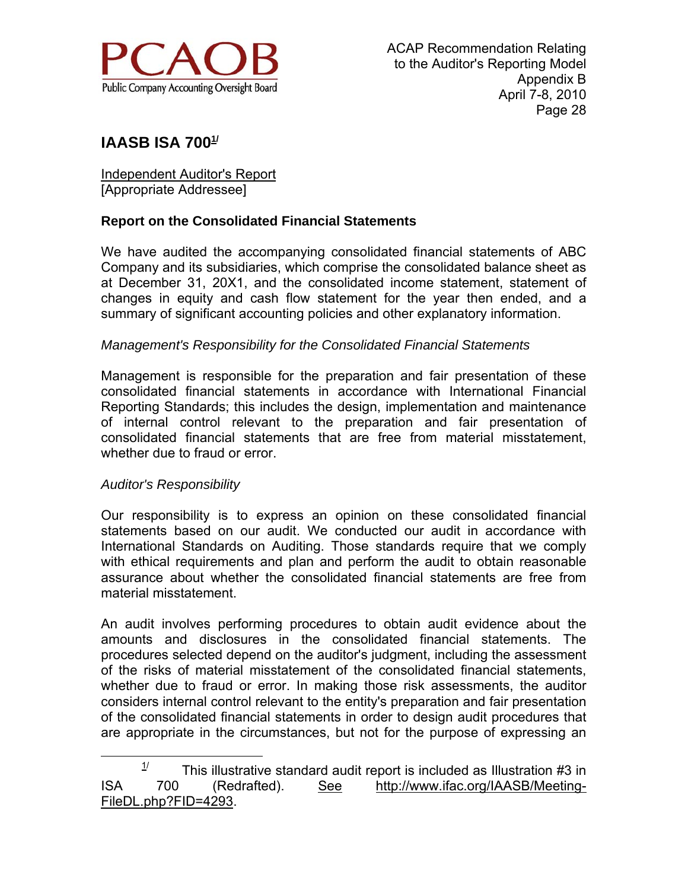## IAASB ISA 700[1]

Independent Auditor's Report
[Appropriate Addressee]

### Report on the Consolidated Financial Statements

We have audited the accompanying consolidated financial statements of ABC Company and its subsidiaries, which comprise the consolidated balance sheet as at December 31, 20X1, and the consolidated income statement, statement of changes in equity and cash flow statement for the year then ended, and a summary of significant accounting policies and other explanatory information.

*Management's Responsibility for the Consolidated Financial Statements*

Management is responsible for the preparation and fair presentation of these consolidated financial statements in accordance with International Financial Reporting Standards; this includes the design, implementation and maintenance of internal control relevant to the preparation and fair presentation of consolidated financial statements that are free from material misstatement, whether due to fraud or error.

*Auditor's Responsibility*

Our responsibility is to express an opinion on these consolidated financial statements based on our audit. We conducted our audit in accordance with International Standards on Auditing. Those standards require that we comply with ethical requirements and plan and perform the audit to obtain reasonable assurance about whether the consolidated financial statements are free from material misstatement.

An audit involves performing procedures to obtain audit evidence about the amounts and disclosures in the consolidated financial statements. The procedures selected depend on the auditor's judgment, including the assessment of the risks of material misstatement of the consolidated financial statements, whether due to fraud or error. In making those risk assessments, the auditor considers internal control relevant to the entity's preparation and fair presentation of the consolidated financial statements in order to design audit procedures that are appropriate in the circumstances, but not for the purpose of expressing an

---

[1] This illustrative standard audit report is included as Illustration #3 in ISA 700 (Redrafted). See http://www.ifac.org/IAASB/Meeting-FileDL.php?FID=4293.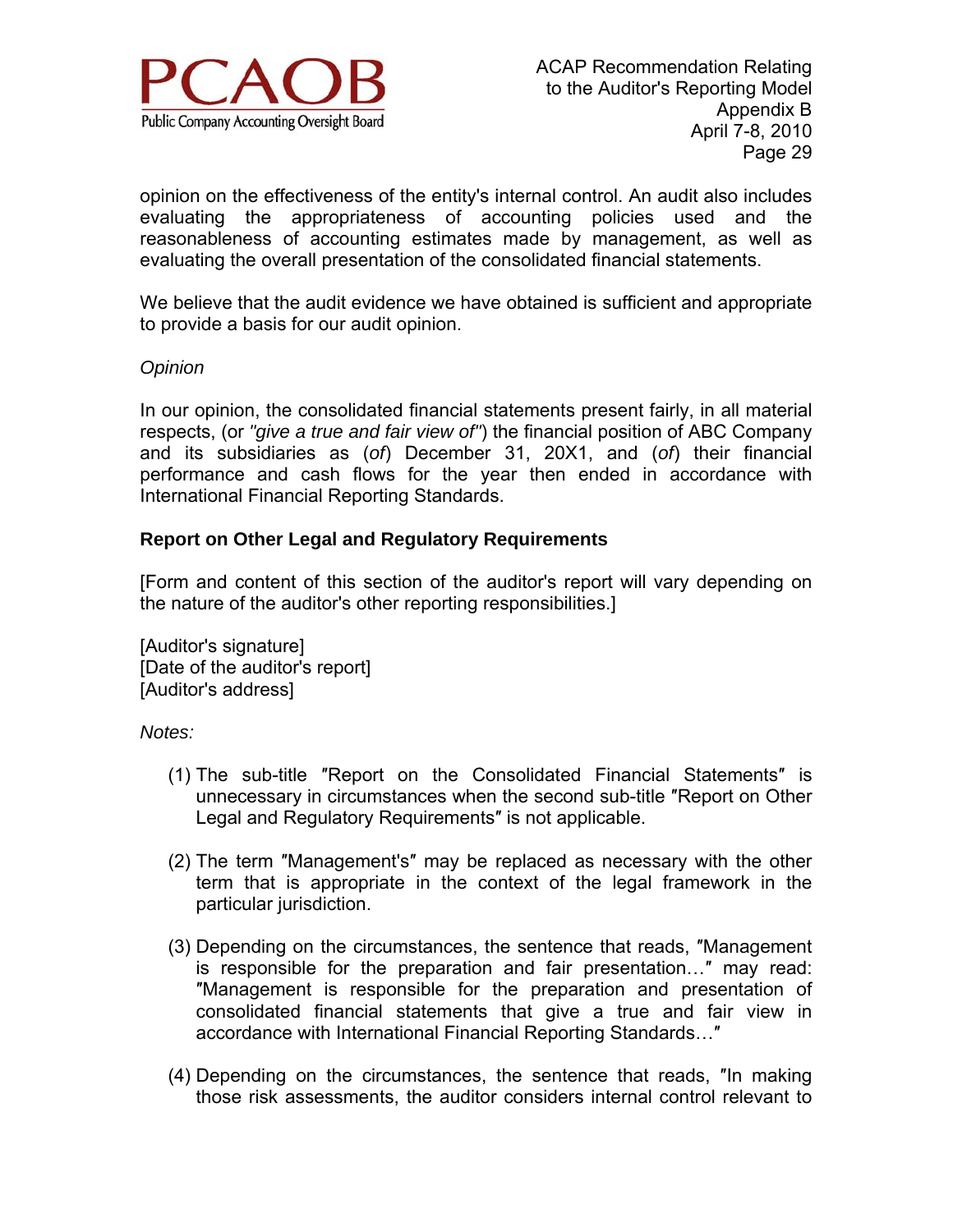opinion on the effectiveness of the entity's internal control. An audit also includes evaluating the appropriateness of accounting policies used and the reasonableness of accounting estimates made by management, as well as evaluating the overall presentation of the consolidated financial statements.

We believe that the audit evidence we have obtained is sufficient and appropriate to provide a basis for our audit opinion.

*Opinion*

In our opinion, the consolidated financial statements present fairly, in all material respects, (or *"give a true and fair view of"*) the financial position of ABC Company and its subsidiaries as (*of*) December 31, 20X1, and (*of*) their financial performance and cash flows for the year then ended in accordance with International Financial Reporting Standards.

**Report on Other Legal and Regulatory Requirements**

[Form and content of this section of the auditor's report will vary depending on the nature of the auditor's other reporting responsibilities.]

[Auditor's signature]
[Date of the auditor's report]
[Auditor's address]

*Notes:*

(1) The sub-title ″Report on the Consolidated Financial Statements″ is unnecessary in circumstances when the second sub-title ″Report on Other Legal and Regulatory Requirements″ is not applicable.

(2) The term ″Management's″ may be replaced as necessary with the other term that is appropriate in the context of the legal framework in the particular jurisdiction.

(3) Depending on the circumstances, the sentence that reads, ″Management is responsible for the preparation and fair presentation…″ may read: ″Management is responsible for the preparation and presentation of consolidated financial statements that give a true and fair view in accordance with International Financial Reporting Standards…″

(4) Depending on the circumstances, the sentence that reads, ″In making those risk assessments, the auditor considers internal control relevant to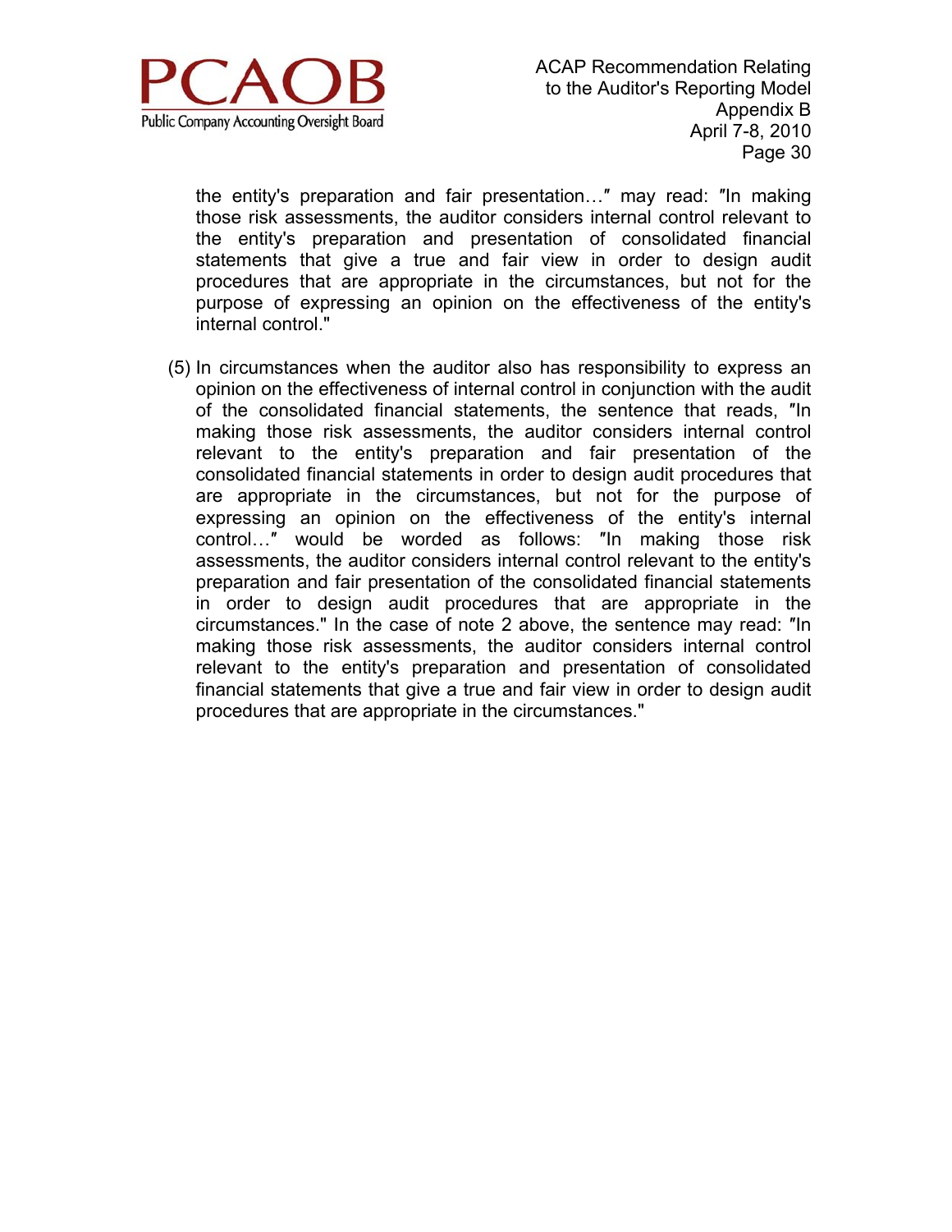the entity's preparation and fair presentation…″ may read: ″In making those risk assessments, the auditor considers internal control relevant to the entity's preparation and presentation of consolidated financial statements that give a true and fair view in order to design audit procedures that are appropriate in the circumstances, but not for the purpose of expressing an opinion on the effectiveness of the entity's internal control."

(5) In circumstances when the auditor also has responsibility to express an opinion on the effectiveness of internal control in conjunction with the audit of the consolidated financial statements, the sentence that reads, ″In making those risk assessments, the auditor considers internal control relevant to the entity's preparation and fair presentation of the consolidated financial statements in order to design audit procedures that are appropriate in the circumstances, but not for the purpose of expressing an opinion on the effectiveness of the entity's internal control…″ would be worded as follows: ″In making those risk assessments, the auditor considers internal control relevant to the entity's preparation and fair presentation of the consolidated financial statements in order to design audit procedures that are appropriate in the circumstances." In the case of note 2 above, the sentence may read: ″In making those risk assessments, the auditor considers internal control relevant to the entity's preparation and presentation of consolidated financial statements that give a true and fair view in order to design audit procedures that are appropriate in the circumstances."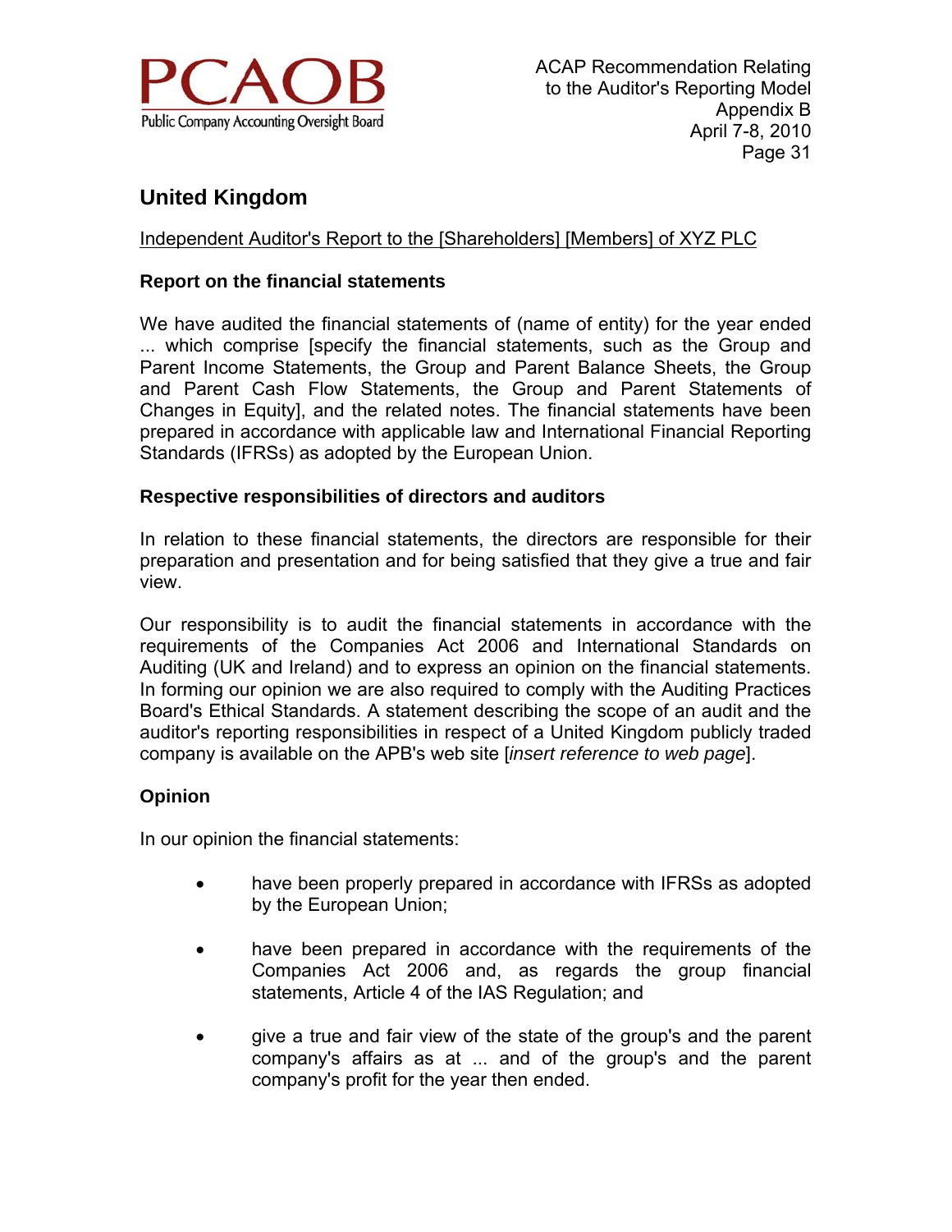## United Kingdom

<u>Independent Auditor's Report to the [Shareholders] [Members] of XYZ PLC</u>

### Report on the financial statements

We have audited the financial statements of (name of entity) for the year ended ... which comprise [specify the financial statements, such as the Group and Parent Income Statements, the Group and Parent Balance Sheets, the Group and Parent Cash Flow Statements, the Group and Parent Statements of Changes in Equity], and the related notes. The financial statements have been prepared in accordance with applicable law and International Financial Reporting Standards (IFRSs) as adopted by the European Union.

### Respective responsibilities of directors and auditors

In relation to these financial statements, the directors are responsible for their preparation and presentation and for being satisfied that they give a true and fair view.

Our responsibility is to audit the financial statements in accordance with the requirements of the Companies Act 2006 and International Standards on Auditing (UK and Ireland) and to express an opinion on the financial statements. In forming our opinion we are also required to comply with the Auditing Practices Board's Ethical Standards. A statement describing the scope of an audit and the auditor's reporting responsibilities in respect of a United Kingdom publicly traded company is available on the APB's web site [*insert reference to web page*].

### Opinion

In our opinion the financial statements:

- have been properly prepared in accordance with IFRSs as adopted by the European Union;
- have been prepared in accordance with the requirements of the Companies Act 2006 and, as regards the group financial statements, Article 4 of the IAS Regulation; and
- give a true and fair view of the state of the group's and the parent company's affairs as at ... and of the group's and the parent company's profit for the year then ended.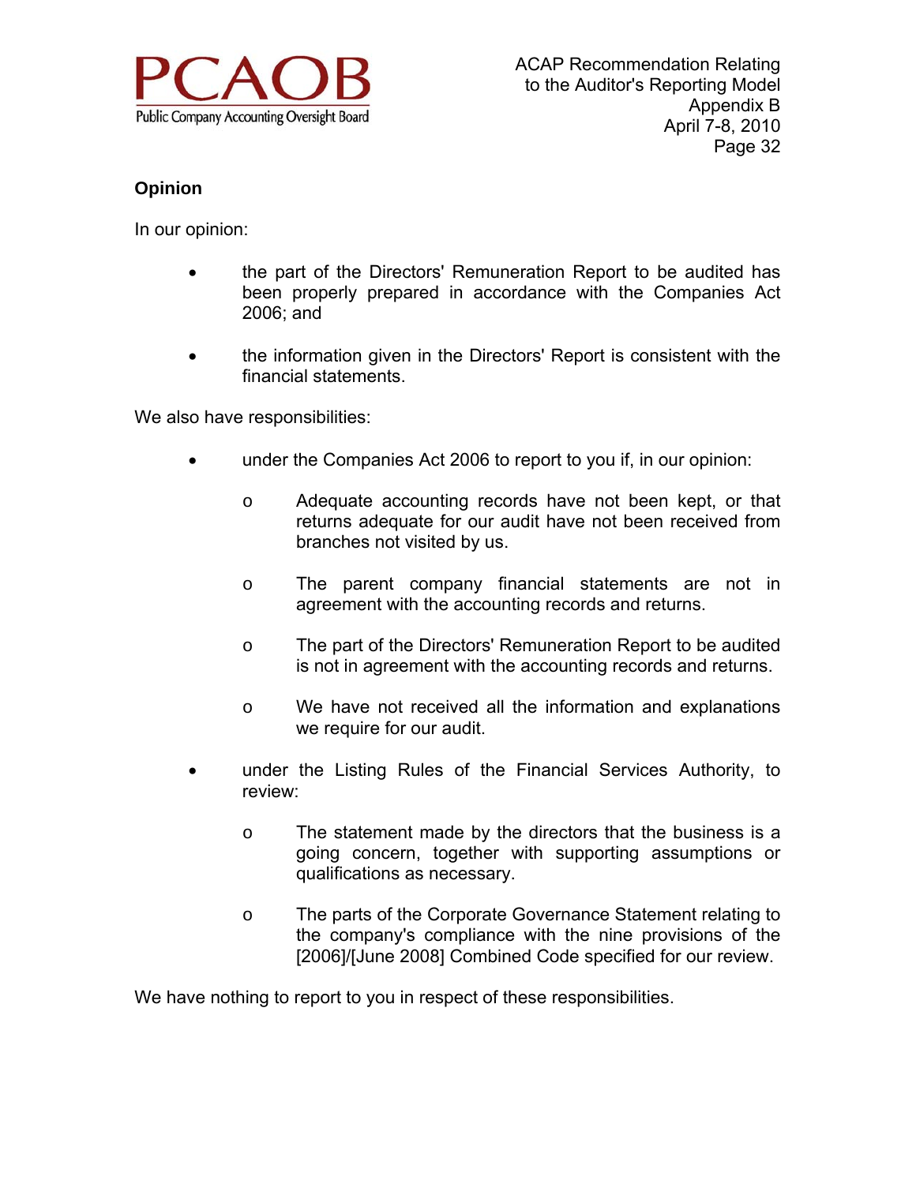**Opinion**

In our opinion:

- the part of the Directors' Remuneration Report to be audited has been properly prepared in accordance with the Companies Act 2006; and

- the information given in the Directors' Report is consistent with the financial statements.

We also have responsibilities:

- under the Companies Act 2006 to report to you if, in our opinion:

  - Adequate accounting records have not been kept, or that returns adequate for our audit have not been received from branches not visited by us.

  - The parent company financial statements are not in agreement with the accounting records and returns.

  - The part of the Directors' Remuneration Report to be audited is not in agreement with the accounting records and returns.

  - We have not received all the information and explanations we require for our audit.

- under the Listing Rules of the Financial Services Authority, to review:

  - The statement made by the directors that the business is a going concern, together with supporting assumptions or qualifications as necessary.

  - The parts of the Corporate Governance Statement relating to the company's compliance with the nine provisions of the [2006]/[June 2008] Combined Code specified for our review.

We have nothing to report to you in respect of these responsibilities.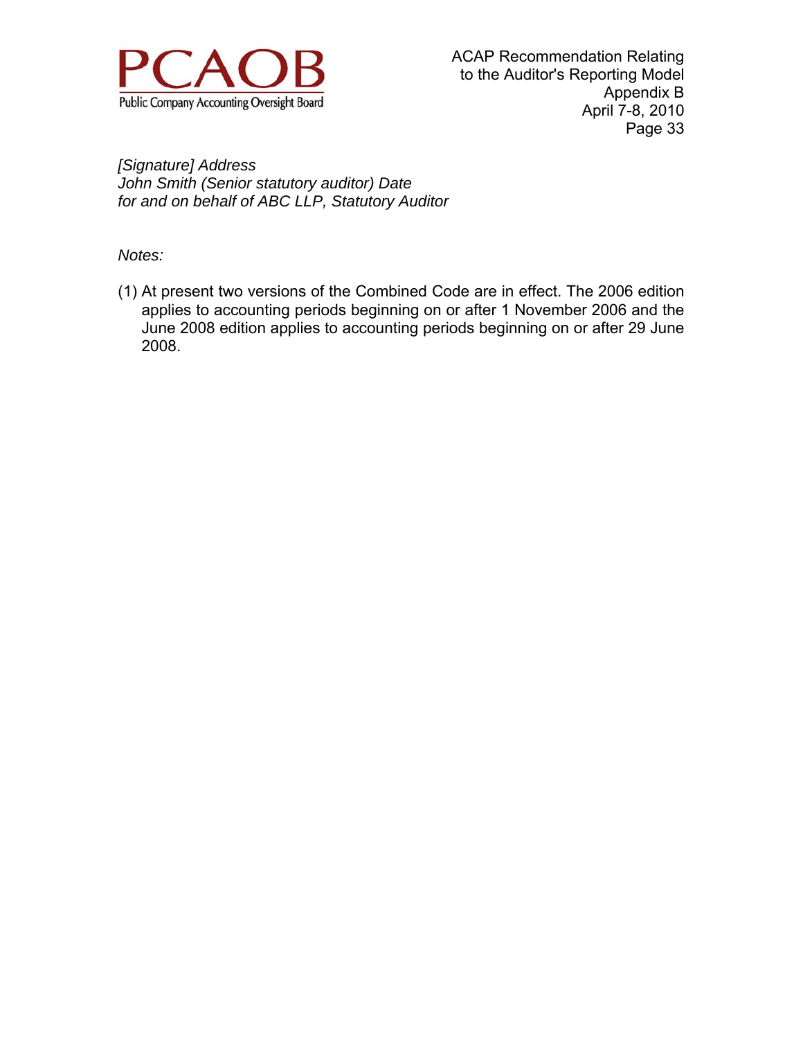*[Signature] Address*
*John Smith (Senior statutory auditor) Date*
*for and on behalf of ABC LLP, Statutory Auditor*

*Notes:*

(1) At present two versions of the Combined Code are in effect. The 2006 edition applies to accounting periods beginning on or after 1 November 2006 and the June 2008 edition applies to accounting periods beginning on or after 29 June 2008.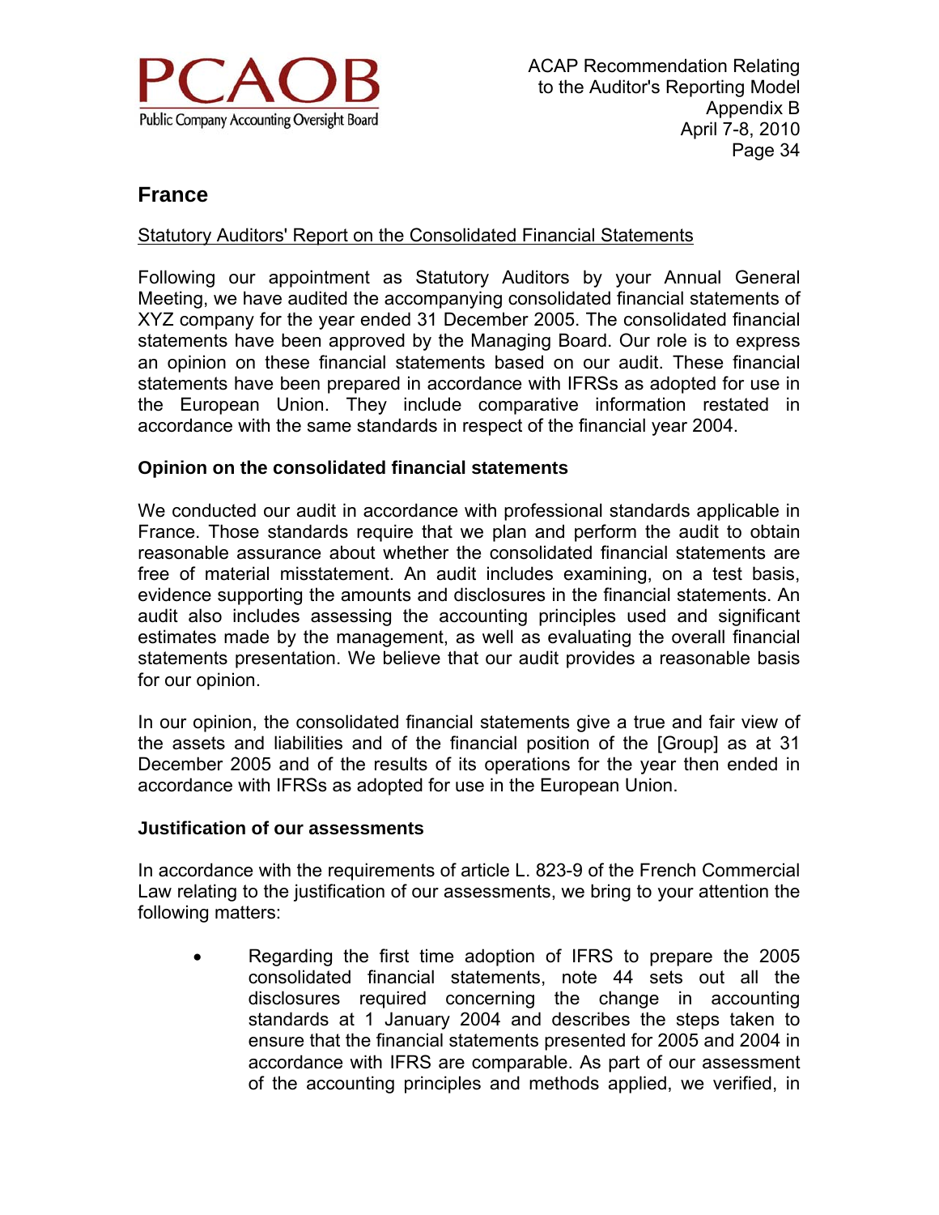## France

<u>Statutory Auditors' Report on the Consolidated Financial Statements</u>

Following our appointment as Statutory Auditors by your Annual General Meeting, we have audited the accompanying consolidated financial statements of XYZ company for the year ended 31 December 2005. The consolidated financial statements have been approved by the Managing Board. Our role is to express an opinion on these financial statements based on our audit. These financial statements have been prepared in accordance with IFRSs as adopted for use in the European Union. They include comparative information restated in accordance with the same standards in respect of the financial year 2004.

### Opinion on the consolidated financial statements

We conducted our audit in accordance with professional standards applicable in France. Those standards require that we plan and perform the audit to obtain reasonable assurance about whether the consolidated financial statements are free of material misstatement. An audit includes examining, on a test basis, evidence supporting the amounts and disclosures in the financial statements. An audit also includes assessing the accounting principles used and significant estimates made by the management, as well as evaluating the overall financial statements presentation. We believe that our audit provides a reasonable basis for our opinion.

In our opinion, the consolidated financial statements give a true and fair view of the assets and liabilities and of the financial position of the [Group] as at 31 December 2005 and of the results of its operations for the year then ended in accordance with IFRSs as adopted for use in the European Union.

### Justification of our assessments

In accordance with the requirements of article L. 823-9 of the French Commercial Law relating to the justification of our assessments, we bring to your attention the following matters:

- Regarding the first time adoption of IFRS to prepare the 2005 consolidated financial statements, note 44 sets out all the disclosures required concerning the change in accounting standards at 1 January 2004 and describes the steps taken to ensure that the financial statements presented for 2005 and 2004 in accordance with IFRS are comparable. As part of our assessment of the accounting principles and methods applied, we verified, in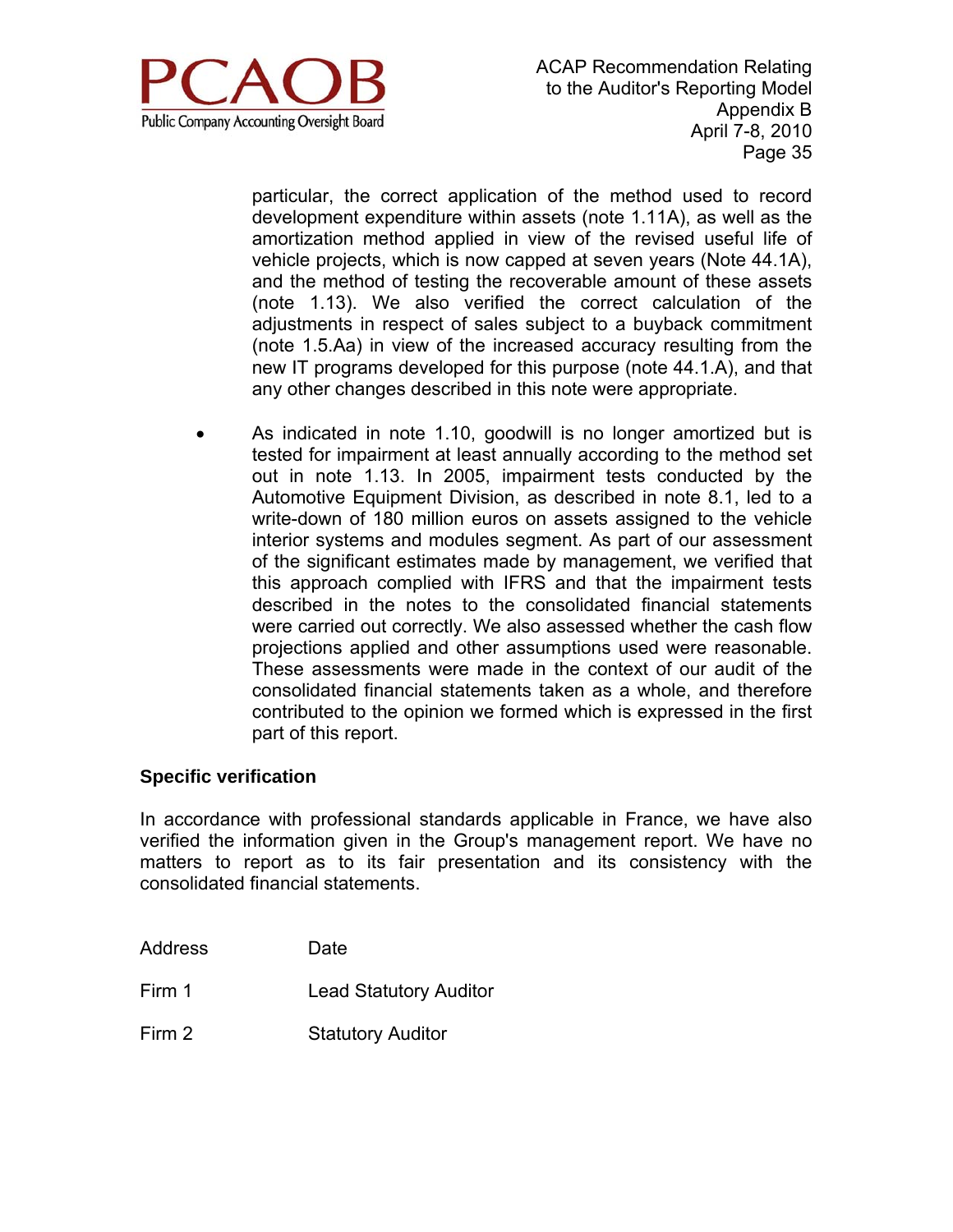particular, the correct application of the method used to record development expenditure within assets (note 1.11A), as well as the amortization method applied in view of the revised useful life of vehicle projects, which is now capped at seven years (Note 44.1A), and the method of testing the recoverable amount of these assets (note 1.13). We also verified the correct calculation of the adjustments in respect of sales subject to a buyback commitment (note 1.5.Aa) in view of the increased accuracy resulting from the new IT programs developed for this purpose (note 44.1.A), and that any other changes described in this note were appropriate.

- As indicated in note 1.10, goodwill is no longer amortized but is tested for impairment at least annually according to the method set out in note 1.13. In 2005, impairment tests conducted by the Automotive Equipment Division, as described in note 8.1, led to a write-down of 180 million euros on assets assigned to the vehicle interior systems and modules segment. As part of our assessment of the significant estimates made by management, we verified that this approach complied with IFRS and that the impairment tests described in the notes to the consolidated financial statements were carried out correctly. We also assessed whether the cash flow projections applied and other assumptions used were reasonable. These assessments were made in the context of our audit of the consolidated financial statements taken as a whole, and therefore contributed to the opinion we formed which is expressed in the first part of this report.

**Specific verification**

In accordance with professional standards applicable in France, we have also verified the information given in the Group's management report. We have no matters to report as to its fair presentation and its consistency with the consolidated financial statements.

Address Date

Firm 1 Lead Statutory Auditor

Firm 2 Statutory Auditor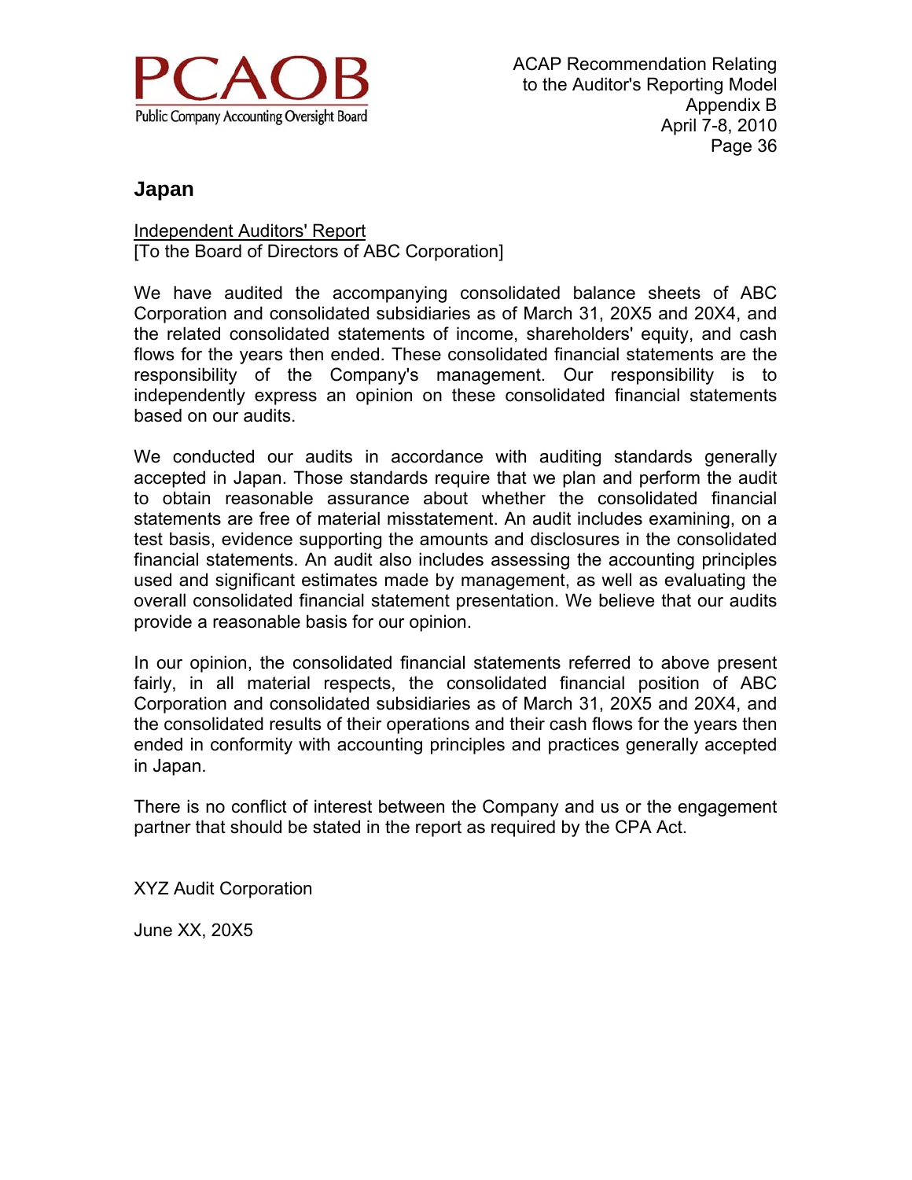## Japan

Independent Auditors' Report
[To the Board of Directors of ABC Corporation]

We have audited the accompanying consolidated balance sheets of ABC Corporation and consolidated subsidiaries as of March 31, 20X5 and 20X4, and the related consolidated statements of income, shareholders' equity, and cash flows for the years then ended. These consolidated financial statements are the responsibility of the Company's management. Our responsibility is to independently express an opinion on these consolidated financial statements based on our audits.

We conducted our audits in accordance with auditing standards generally accepted in Japan. Those standards require that we plan and perform the audit to obtain reasonable assurance about whether the consolidated financial statements are free of material misstatement. An audit includes examining, on a test basis, evidence supporting the amounts and disclosures in the consolidated financial statements. An audit also includes assessing the accounting principles used and significant estimates made by management, as well as evaluating the overall consolidated financial statement presentation. We believe that our audits provide a reasonable basis for our opinion.

In our opinion, the consolidated financial statements referred to above present fairly, in all material respects, the consolidated financial position of ABC Corporation and consolidated subsidiaries as of March 31, 20X5 and 20X4, and the consolidated results of their operations and their cash flows for the years then ended in conformity with accounting principles and practices generally accepted in Japan.

There is no conflict of interest between the Company and us or the engagement partner that should be stated in the report as required by the CPA Act.

XYZ Audit Corporation

June XX, 20X5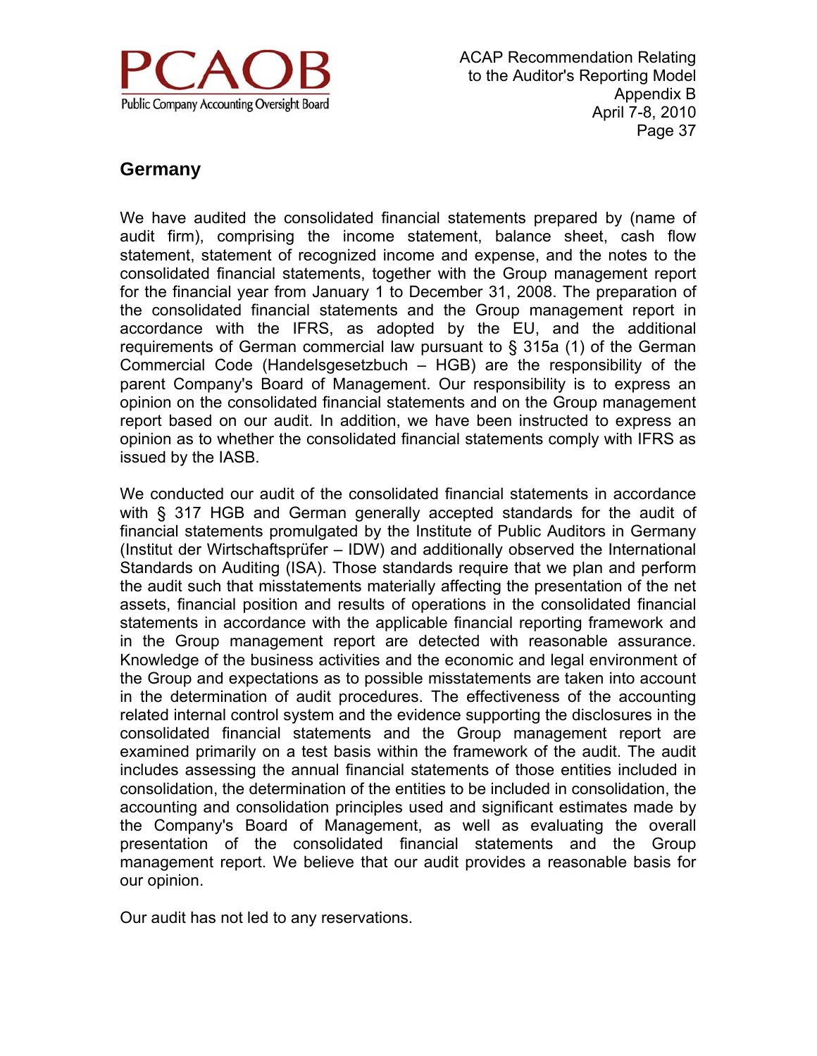## Germany

We have audited the consolidated financial statements prepared by (name of audit firm), comprising the income statement, balance sheet, cash flow statement, statement of recognized income and expense, and the notes to the consolidated financial statements, together with the Group management report for the financial year from January 1 to December 31, 2008. The preparation of the consolidated financial statements and the Group management report in accordance with the IFRS, as adopted by the EU, and the additional requirements of German commercial law pursuant to § 315a (1) of the German Commercial Code (Handelsgesetzbuch – HGB) are the responsibility of the parent Company's Board of Management. Our responsibility is to express an opinion on the consolidated financial statements and on the Group management report based on our audit. In addition, we have been instructed to express an opinion as to whether the consolidated financial statements comply with IFRS as issued by the IASB.

We conducted our audit of the consolidated financial statements in accordance with § 317 HGB and German generally accepted standards for the audit of financial statements promulgated by the Institute of Public Auditors in Germany (Institut der Wirtschaftsprüfer – IDW) and additionally observed the International Standards on Auditing (ISA). Those standards require that we plan and perform the audit such that misstatements materially affecting the presentation of the net assets, financial position and results of operations in the consolidated financial statements in accordance with the applicable financial reporting framework and in the Group management report are detected with reasonable assurance. Knowledge of the business activities and the economic and legal environment of the Group and expectations as to possible misstatements are taken into account in the determination of audit procedures. The effectiveness of the accounting related internal control system and the evidence supporting the disclosures in the consolidated financial statements and the Group management report are examined primarily on a test basis within the framework of the audit. The audit includes assessing the annual financial statements of those entities included in consolidation, the determination of the entities to be included in consolidation, the accounting and consolidation principles used and significant estimates made by the Company's Board of Management, as well as evaluating the overall presentation of the consolidated financial statements and the Group management report. We believe that our audit provides a reasonable basis for our opinion.

Our audit has not led to any reservations.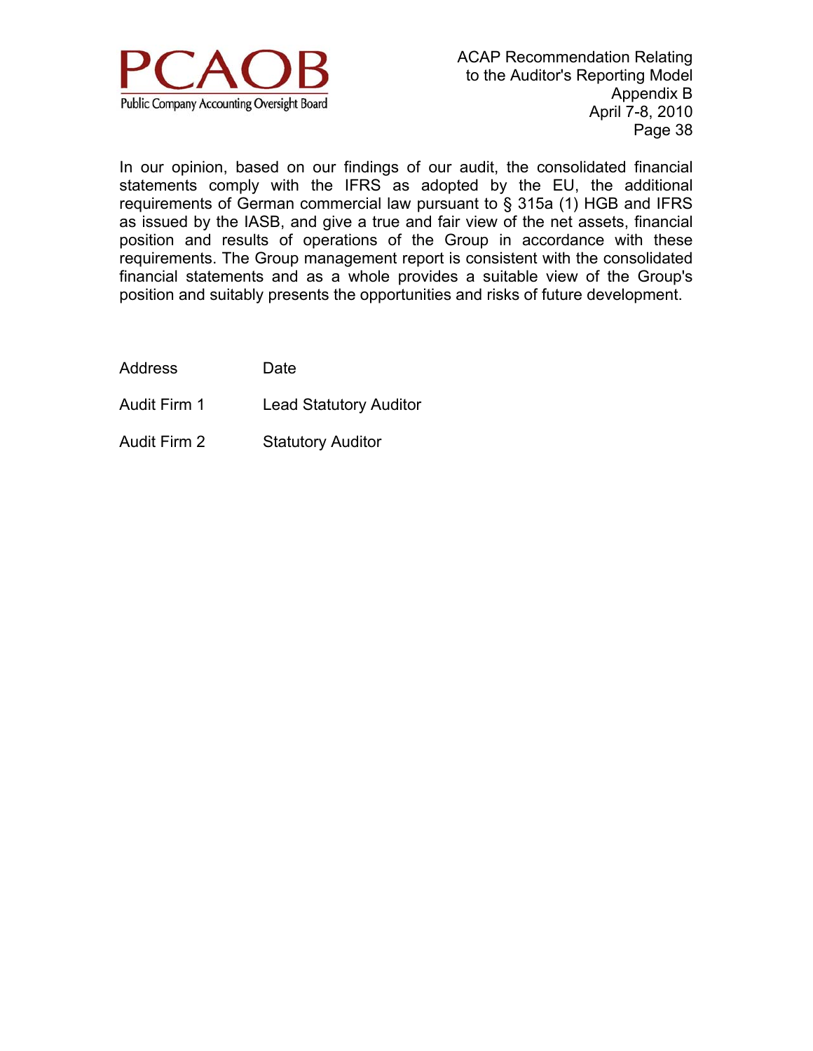In our opinion, based on our findings of our audit, the consolidated financial statements comply with the IFRS as adopted by the EU, the additional requirements of German commercial law pursuant to § 315a (1) HGB and IFRS as issued by the IASB, and give a true and fair view of the net assets, financial position and results of operations of the Group in accordance with these requirements. The Group management report is consistent with the consolidated financial statements and as a whole provides a suitable view of the Group's position and suitably presents the opportunities and risks of future development.

| | |
|---|---|
| Address | Date |
| Audit Firm 1 | Lead Statutory Auditor |
| Audit Firm 2 | Statutory Auditor |